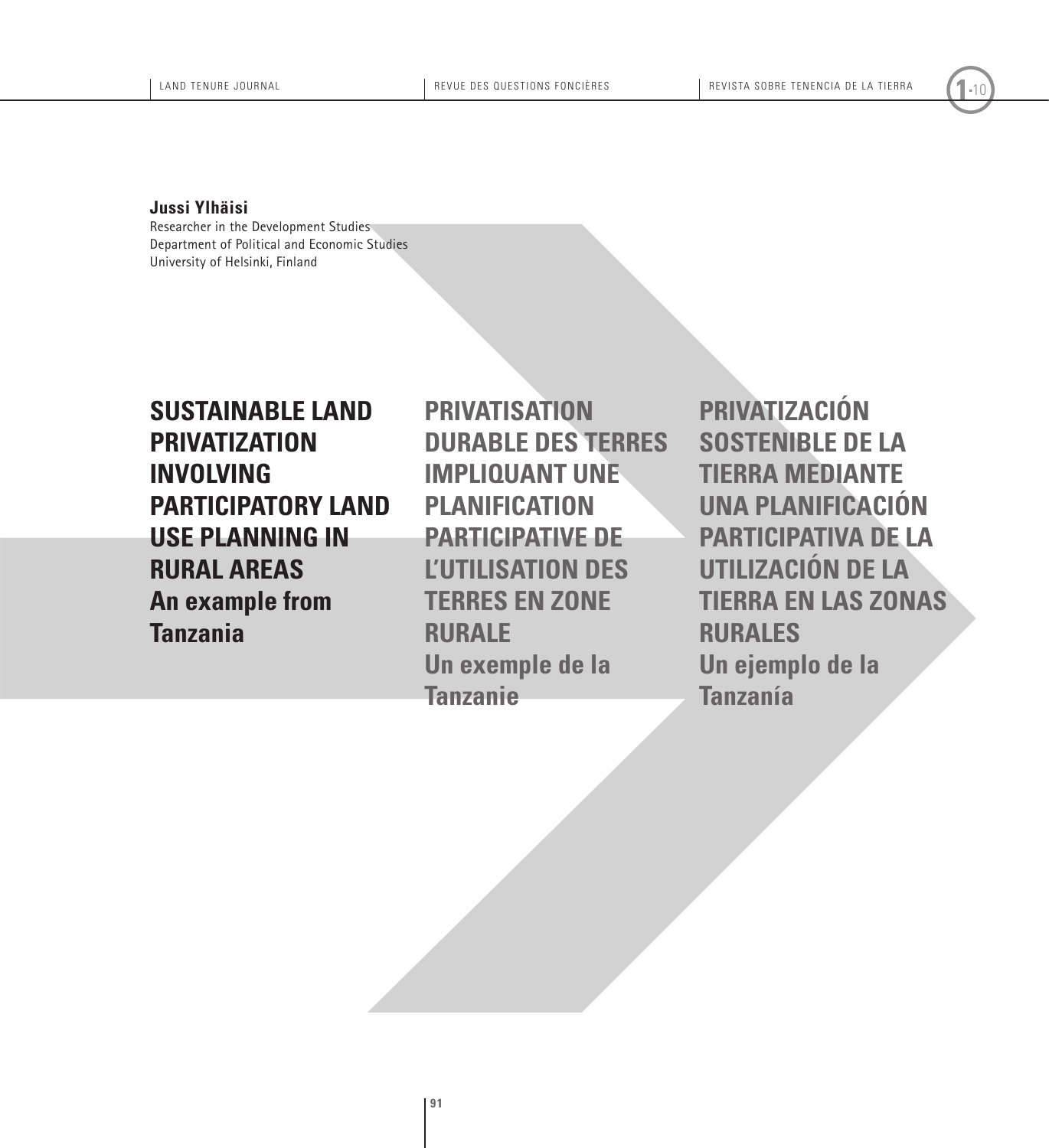**Jussi Ylhäisi**
Researcher in the Development Studies
Department of Political and Economic Studies
University of Helsinki, Finland

# SUSTAINABLE LAND PRIVATIZATION INVOLVING PARTICIPATORY LAND USE PLANNING IN RURAL AREAS

## An example from Tanzania

# PRIVATISATION DURABLE DES TERRES IMPLIQUANT UNE PLANIFICATION PARTICIPATIVE DE L'UTILISATION DES TERRES EN ZONE RURALE

## Un exemple de la Tanzanie

# PRIVATIZACIÓN SOSTENIBLE DE LA TIERRA MEDIANTE UNA PLANIFICACIÓN PARTICIPATIVA DE LA UTILIZACIÓN DE LA TIERRA EN LAS ZONAS RURALES

## Un ejemplo de la Tanzanía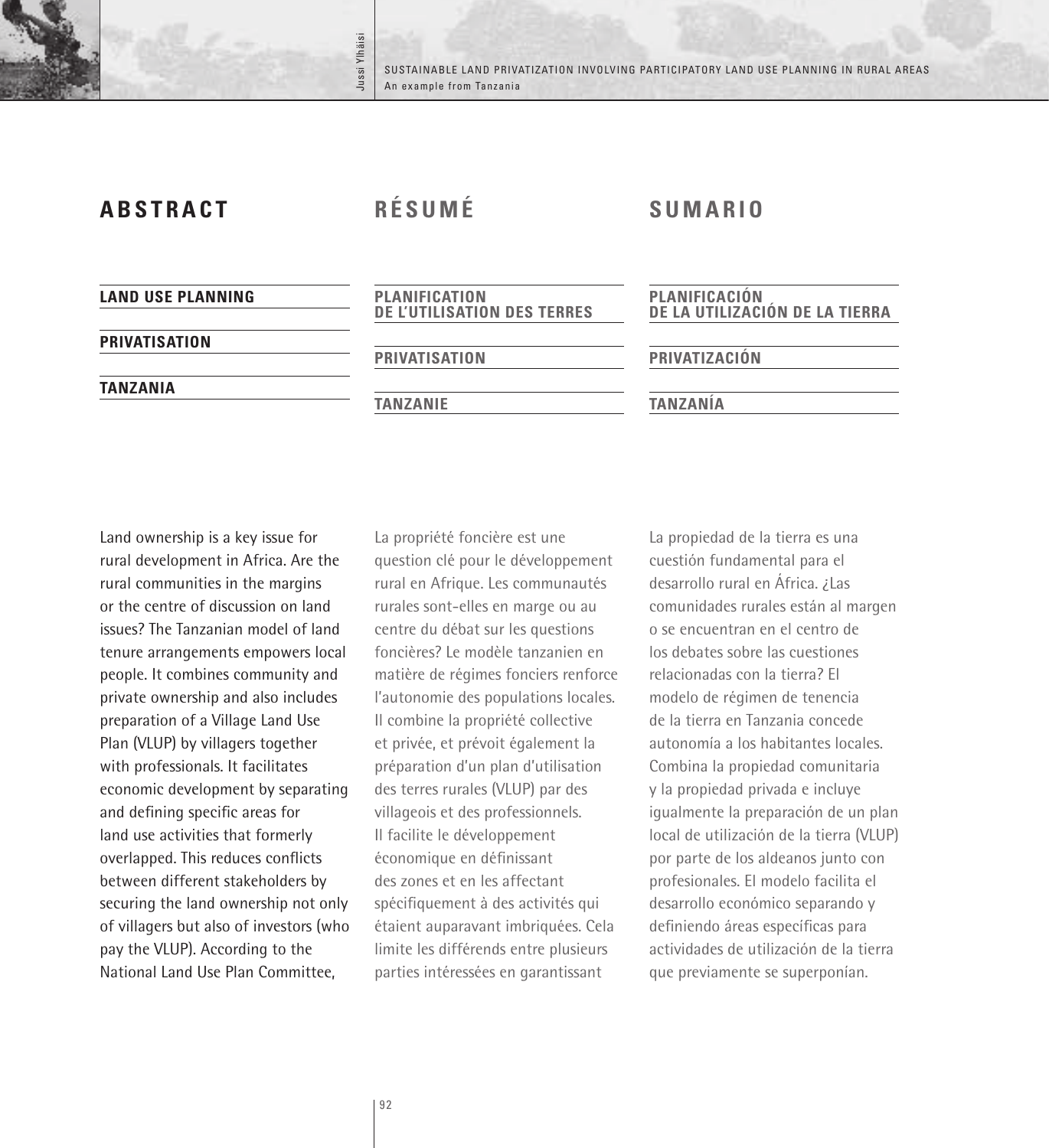## ABSTRACT

**LAND USE PLANNING**

**PRIVATISATION**

**TANZANIA**

Land ownership is a key issue for rural development in Africa. Are the rural communities in the margins or the centre of discussion on land issues? The Tanzanian model of land tenure arrangements empowers local people. It combines community and private ownership and also includes preparation of a Village Land Use Plan (VLUP) by villagers together with professionals. It facilitates economic development by separating and defining specific areas for land use activities that formerly overlapped. This reduces conflicts between different stakeholders by securing the land ownership not only of villagers but also of investors (who pay the VLUP). According to the National Land Use Plan Committee,

## RÉSUMÉ

**PLANIFICATION DE L'UTILISATION DES TERRES**

**PRIVATISATION**

**TANZANIE**

La propriété foncière est une question clé pour le développement rural en Afrique. Les communautés rurales sont-elles en marge ou au centre du débat sur les questions foncières? Le modèle tanzanien en matière de régimes fonciers renforce l'autonomie des populations locales. Il combine la propriété collective et privée, et prévoit également la préparation d'un plan d'utilisation des terres rurales (VLUP) par des villageois et des professionnels. Il facilite le développement économique en définissant des zones et en les affectant spécifiquement à des activités qui étaient auparavant imbriquées. Cela limite les différends entre plusieurs parties intéressées en garantissant

## SUMARIO

**PLANIFICACIÓN DE LA UTILIZACIÓN DE LA TIERRA**

**PRIVATIZACIÓN**

**TANZANÍA**

La propiedad de la tierra es una cuestión fundamental para el desarrollo rural en África. ¿Las comunidades rurales están al margen o se encuentran en el centro de los debates sobre las cuestiones relacionadas con la tierra? El modelo de régimen de tenencia de la tierra en Tanzania concede autonomía a los habitantes locales. Combina la propiedad comunitaria y la propiedad privada e incluye igualmente la preparación de un plan local de utilización de la tierra (VLUP) por parte de los aldeanos junto con profesionales. El modelo facilita el desarrollo económico separando y definiendo áreas específicas para actividades de utilización de la tierra que previamente se superponían.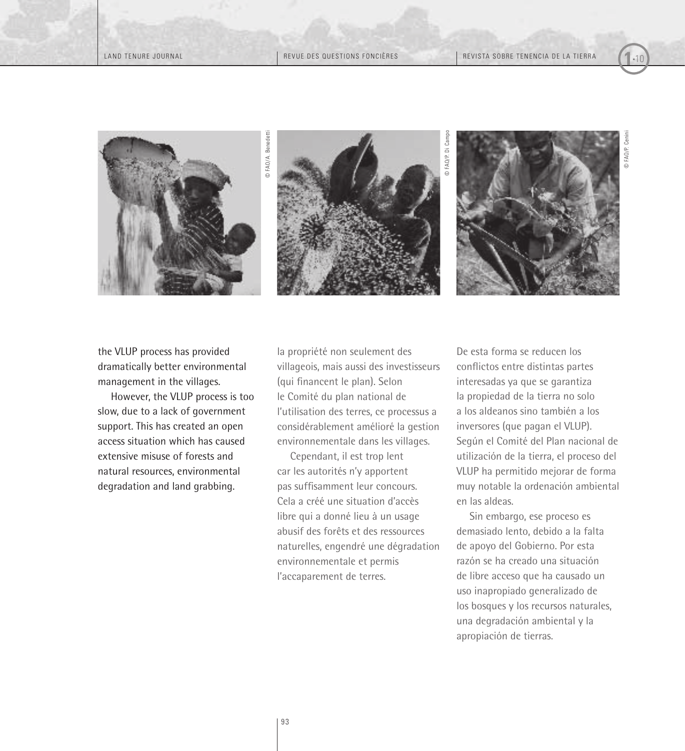the VLUP process has provided dramatically better environmental management in the villages.

However, the VLUP process is too slow, due to a lack of government support. This has created an open access situation which has caused extensive misuse of forests and natural resources, environmental degradation and land grabbing.

la propriété non seulement des villageois, mais aussi des investisseurs (qui financent le plan). Selon le Comité du plan national de l'utilisation des terres, ce processus a considérablement amélioré la gestion environnementale dans les villages.

Cependant, il est trop lent car les autorités n'y apportent pas suffisamment leur concours. Cela a créé une situation d'accès libre qui a donné lieu à un usage abusif des forêts et des ressources naturelles, engendré une dégradation environnementale et permis l'accaparement de terres.

De esta forma se reducen los conflictos entre distintas partes interesadas ya que se garantiza la propiedad de la tierra no solo a los aldeanos sino también a los inversores (que pagan el VLUP). Según el Comité del Plan nacional de utilización de la tierra, el proceso del VLUP ha permitido mejorar de forma muy notable la ordenación ambiental en las aldeas.

Sin embargo, ese proceso es demasiado lento, debido a la falta de apoyo del Gobierno. Por esta razón se ha creado una situación de libre acceso que ha causado un uso inapropiado generalizado de los bosques y los recursos naturales, una degradación ambiental y la apropiación de tierras.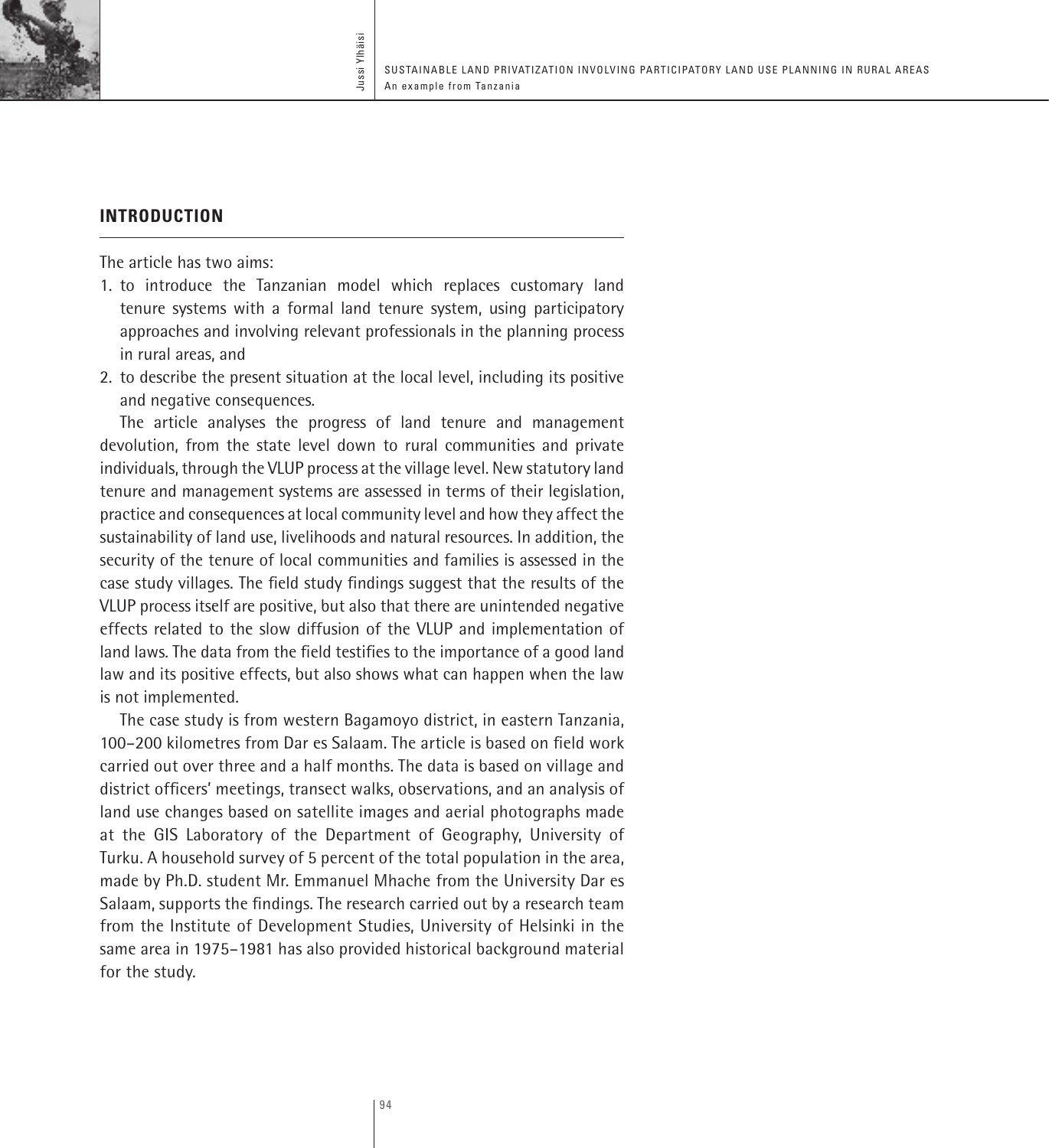## INTRODUCTION

The article has two aims:

1. to introduce the Tanzanian model which replaces customary land tenure systems with a formal land tenure system, using participatory approaches and involving relevant professionals in the planning process in rural areas, and
2. to describe the present situation at the local level, including its positive and negative consequences.

The article analyses the progress of land tenure and management devolution, from the state level down to rural communities and private individuals, through the VLUP process at the village level. New statutory land tenure and management systems are assessed in terms of their legislation, practice and consequences at local community level and how they affect the sustainability of land use, livelihoods and natural resources. In addition, the security of the tenure of local communities and families is assessed in the case study villages. The field study findings suggest that the results of the VLUP process itself are positive, but also that there are unintended negative effects related to the slow diffusion of the VLUP and implementation of land laws. The data from the field testifies to the importance of a good land law and its positive effects, but also shows what can happen when the law is not implemented.

The case study is from western Bagamoyo district, in eastern Tanzania, 100–200 kilometres from Dar es Salaam. The article is based on field work carried out over three and a half months. The data is based on village and district officers' meetings, transect walks, observations, and an analysis of land use changes based on satellite images and aerial photographs made at the GIS Laboratory of the Department of Geography, University of Turku. A household survey of 5 percent of the total population in the area, made by Ph.D. student Mr. Emmanuel Mhache from the University Dar es Salaam, supports the findings. The research carried out by a research team from the Institute of Development Studies, University of Helsinki in the same area in 1975–1981 has also provided historical background material for the study.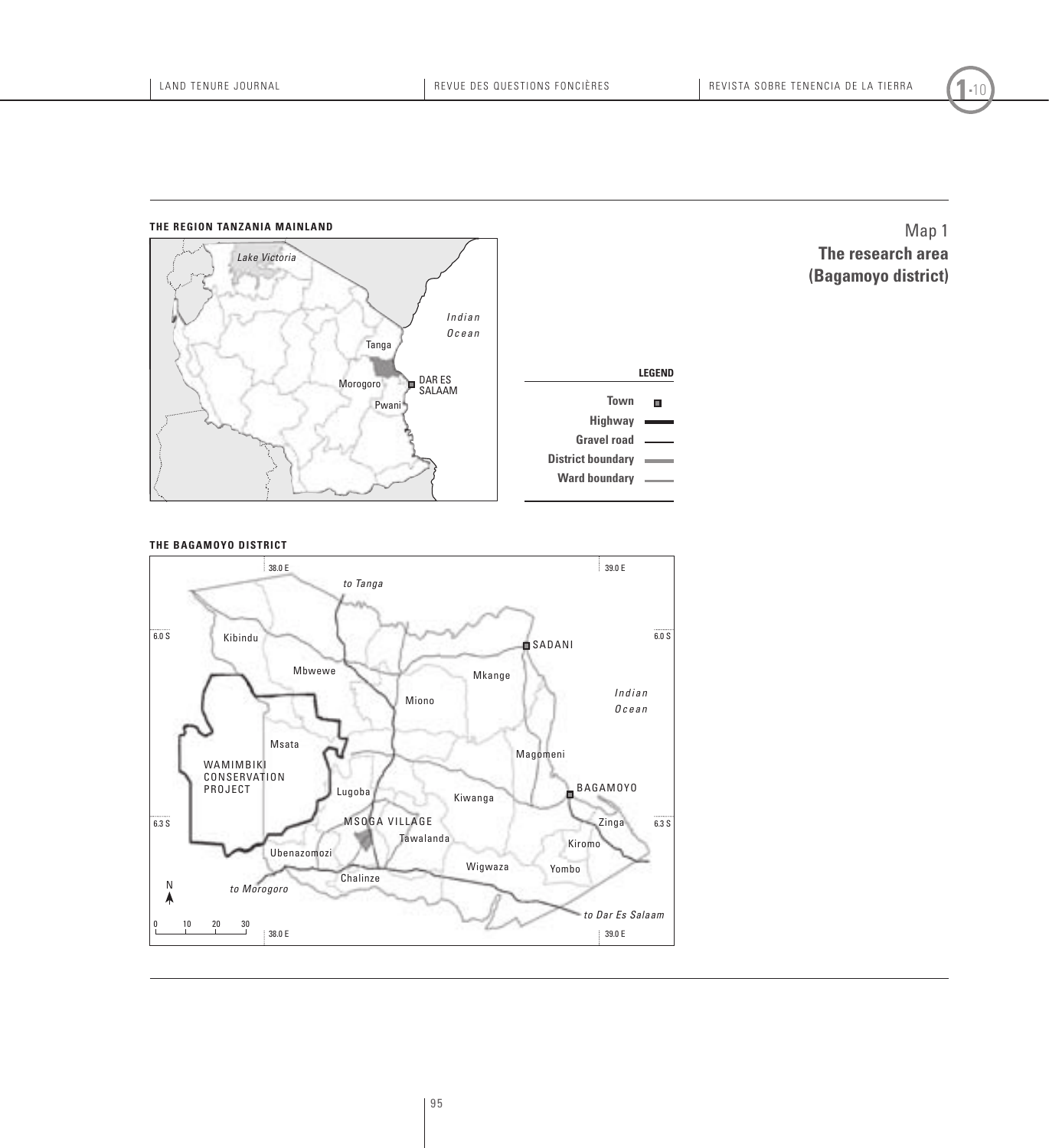Map 1
**The research area (Bagamoyo district)**

**THE REGION TANZANIA MAINLAND**

Lake Victoria

Indian Ocean

Tanga

Morogoro

DAR ES SALAAM

Pwani

**LEGEND**

| | |
|---|---|
| **Town** | ■ |
| **Highway** | ━━ |
| **Gravel road** | ── |
| **District boundary** | ━━ |
| **Ward boundary** | ── |

**THE BAGAMOYO DISTRICT**

38.0 E, 39.0 E, 6.0 S, 6.3 S

to Tanga

Kibindu

SADANI

Mbwewe

Mkange

Miono

Indian Ocean

Msata

WAMIMBIKI CONSERVATION PROJECT

Magomeni

Lugoba

BAGAMOYO

Kiwanga

MSOGA VILLAGE

Zinga

Tawalanda

Kiromo

Ubenazomozi

Wigwaza

Yombo

Chalinze

N

to Morogoro

to Dar Es Salaam

0 10 20 30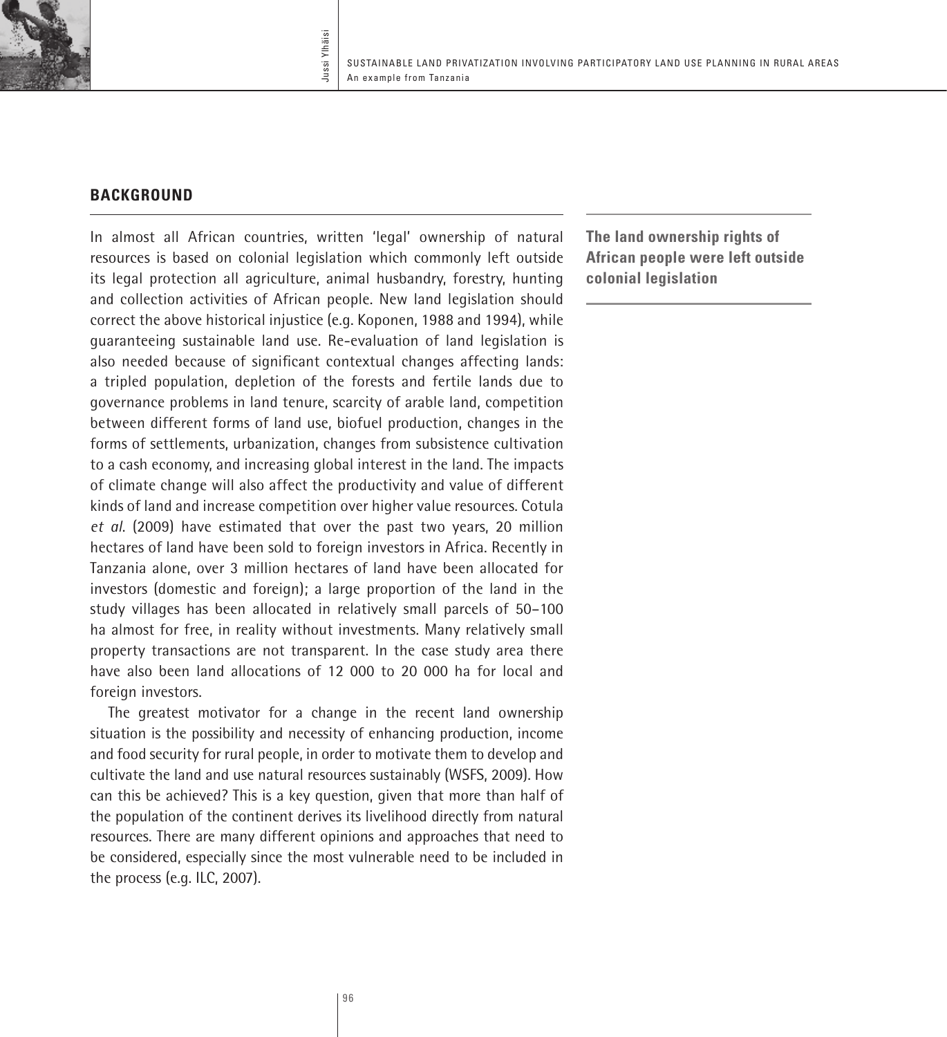## BACKGROUND

**The land ownership rights of African people were left outside colonial legislation**

In almost all African countries, written 'legal' ownership of natural resources is based on colonial legislation which commonly left outside its legal protection all agriculture, animal husbandry, forestry, hunting and collection activities of African people. New land legislation should correct the above historical injustice (e.g. Koponen, 1988 and 1994), while guaranteeing sustainable land use. Re-evaluation of land legislation is also needed because of significant contextual changes affecting lands: a tripled population, depletion of the forests and fertile lands due to governance problems in land tenure, scarcity of arable land, competition between different forms of land use, biofuel production, changes in the forms of settlements, urbanization, changes from subsistence cultivation to a cash economy, and increasing global interest in the land. The impacts of climate change will also affect the productivity and value of different kinds of land and increase competition over higher value resources. Cotula *et al.* (2009) have estimated that over the past two years, 20 million hectares of land have been sold to foreign investors in Africa. Recently in Tanzania alone, over 3 million hectares of land have been allocated for investors (domestic and foreign); a large proportion of the land in the study villages has been allocated in relatively small parcels of 50–100 ha almost for free, in reality without investments. Many relatively small property transactions are not transparent. In the case study area there have also been land allocations of 12 000 to 20 000 ha for local and foreign investors.

The greatest motivator for a change in the recent land ownership situation is the possibility and necessity of enhancing production, income and food security for rural people, in order to motivate them to develop and cultivate the land and use natural resources sustainably (WSFS, 2009). How can this be achieved? This is a key question, given that more than half of the population of the continent derives its livelihood directly from natural resources. There are many different opinions and approaches that need to be considered, especially since the most vulnerable need to be included in the process (e.g. ILC, 2007).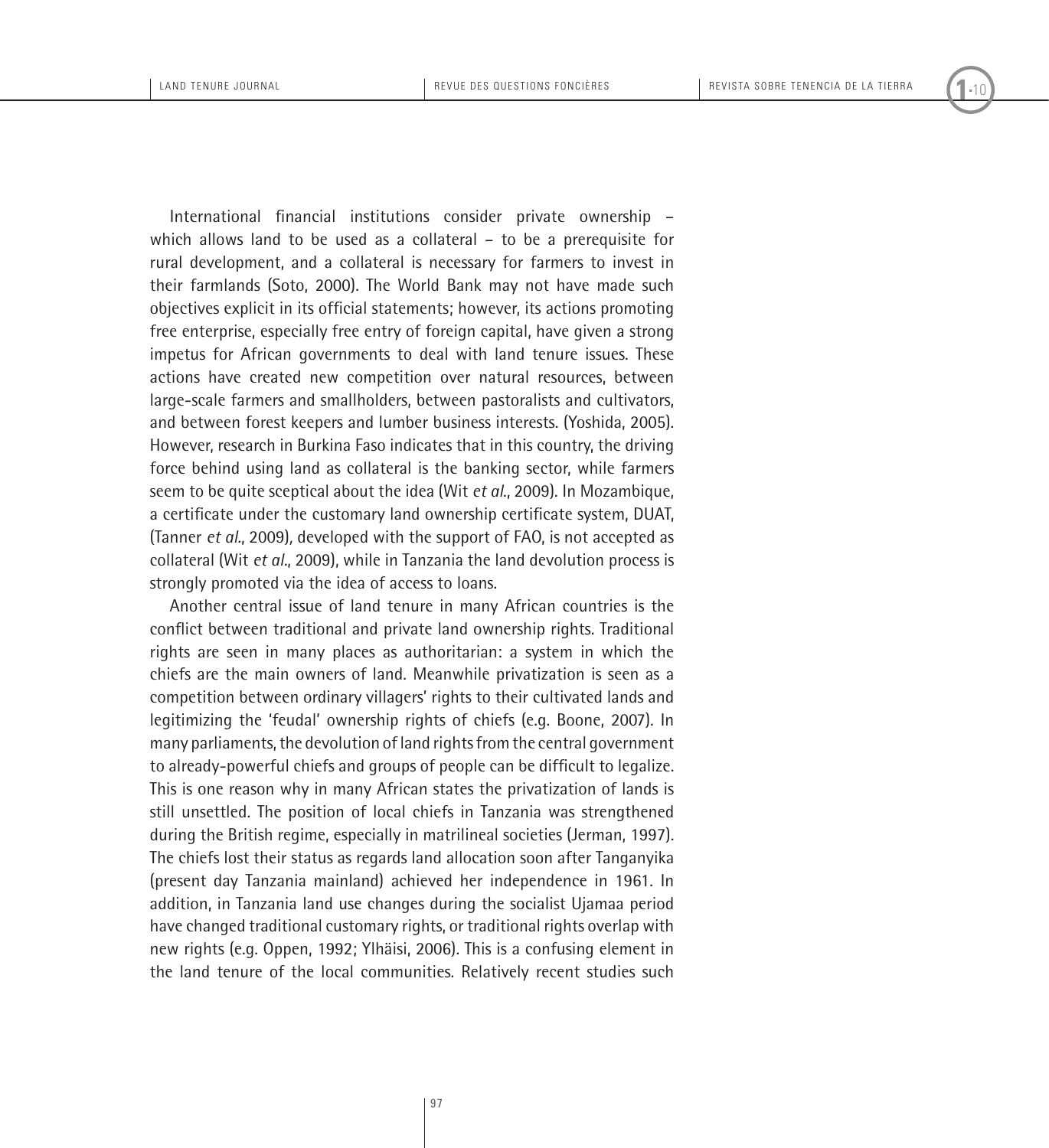International financial institutions consider private ownership – which allows land to be used as a collateral – to be a prerequisite for rural development, and a collateral is necessary for farmers to invest in their farmlands (Soto, 2000). The World Bank may not have made such objectives explicit in its official statements; however, its actions promoting free enterprise, especially free entry of foreign capital, have given a strong impetus for African governments to deal with land tenure issues. These actions have created new competition over natural resources, between large-scale farmers and smallholders, between pastoralists and cultivators, and between forest keepers and lumber business interests. (Yoshida, 2005). However, research in Burkina Faso indicates that in this country, the driving force behind using land as collateral is the banking sector, while farmers seem to be quite sceptical about the idea (Wit *et al*., 2009). In Mozambique, a certificate under the customary land ownership certificate system, DUAT, (Tanner *et al*., 2009), developed with the support of FAO, is not accepted as collateral (Wit *et al*., 2009), while in Tanzania the land devolution process is strongly promoted via the idea of access to loans.

Another central issue of land tenure in many African countries is the conflict between traditional and private land ownership rights. Traditional rights are seen in many places as authoritarian: a system in which the chiefs are the main owners of land. Meanwhile privatization is seen as a competition between ordinary villagers' rights to their cultivated lands and legitimizing the 'feudal' ownership rights of chiefs (e.g. Boone, 2007). In many parliaments, the devolution of land rights from the central government to already-powerful chiefs and groups of people can be difficult to legalize. This is one reason why in many African states the privatization of lands is still unsettled. The position of local chiefs in Tanzania was strengthened during the British regime, especially in matrilineal societies (Jerman, 1997). The chiefs lost their status as regards land allocation soon after Tanganyika (present day Tanzania mainland) achieved her independence in 1961. In addition, in Tanzania land use changes during the socialist Ujamaa period have changed traditional customary rights, or traditional rights overlap with new rights (e.g. Oppen, 1992; Ylhäisi, 2006). This is a confusing element in the land tenure of the local communities. Relatively recent studies such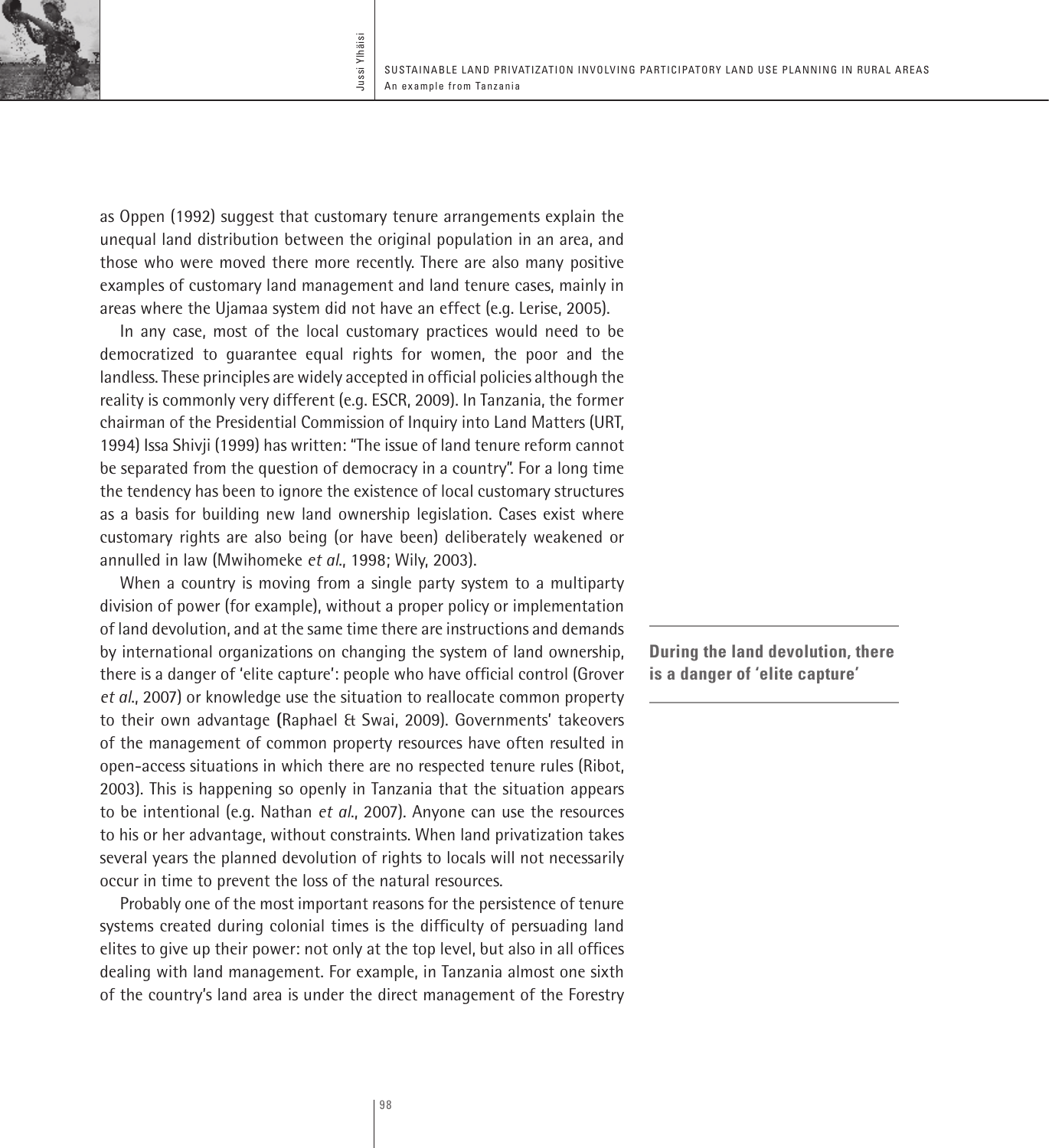as Oppen (1992) suggest that customary tenure arrangements explain the unequal land distribution between the original population in an area, and those who were moved there more recently. There are also many positive examples of customary land management and land tenure cases, mainly in areas where the Ujamaa system did not have an effect (e.g. Lerise, 2005).

In any case, most of the local customary practices would need to be democratized to guarantee equal rights for women, the poor and the landless. These principles are widely accepted in official policies although the reality is commonly very different (e.g. ESCR, 2009). In Tanzania, the former chairman of the Presidential Commission of Inquiry into Land Matters (URT, 1994) Issa Shivji (1999) has written: "The issue of land tenure reform cannot be separated from the question of democracy in a country". For a long time the tendency has been to ignore the existence of local customary structures as a basis for building new land ownership legislation. Cases exist where customary rights are also being (or have been) deliberately weakened or annulled in law (Mwihomeke *et al.*, 1998; Wily, 2003).

When a country is moving from a single party system to a multiparty division of power (for example), without a proper policy or implementation of land devolution, and at the same time there are instructions and demands by international organizations on changing the system of land ownership, there is a danger of 'elite capture': people who have official control (Grover *et al.*, 2007) or knowledge use the situation to reallocate common property to their own advantage (Raphael & Swai, 2009). Governments' takeovers of the management of common property resources have often resulted in open-access situations in which there are no respected tenure rules (Ribot, 2003). This is happening so openly in Tanzania that the situation appears to be intentional (e.g. Nathan *et al.*, 2007). Anyone can use the resources to his or her advantage, without constraints. When land privatization takes several years the planned devolution of rights to locals will not necessarily occur in time to prevent the loss of the natural resources.

**During the land devolution, there is a danger of 'elite capture'**

Probably one of the most important reasons for the persistence of tenure systems created during colonial times is the difficulty of persuading land elites to give up their power: not only at the top level, but also in all offices dealing with land management. For example, in Tanzania almost one sixth of the country's land area is under the direct management of the Forestry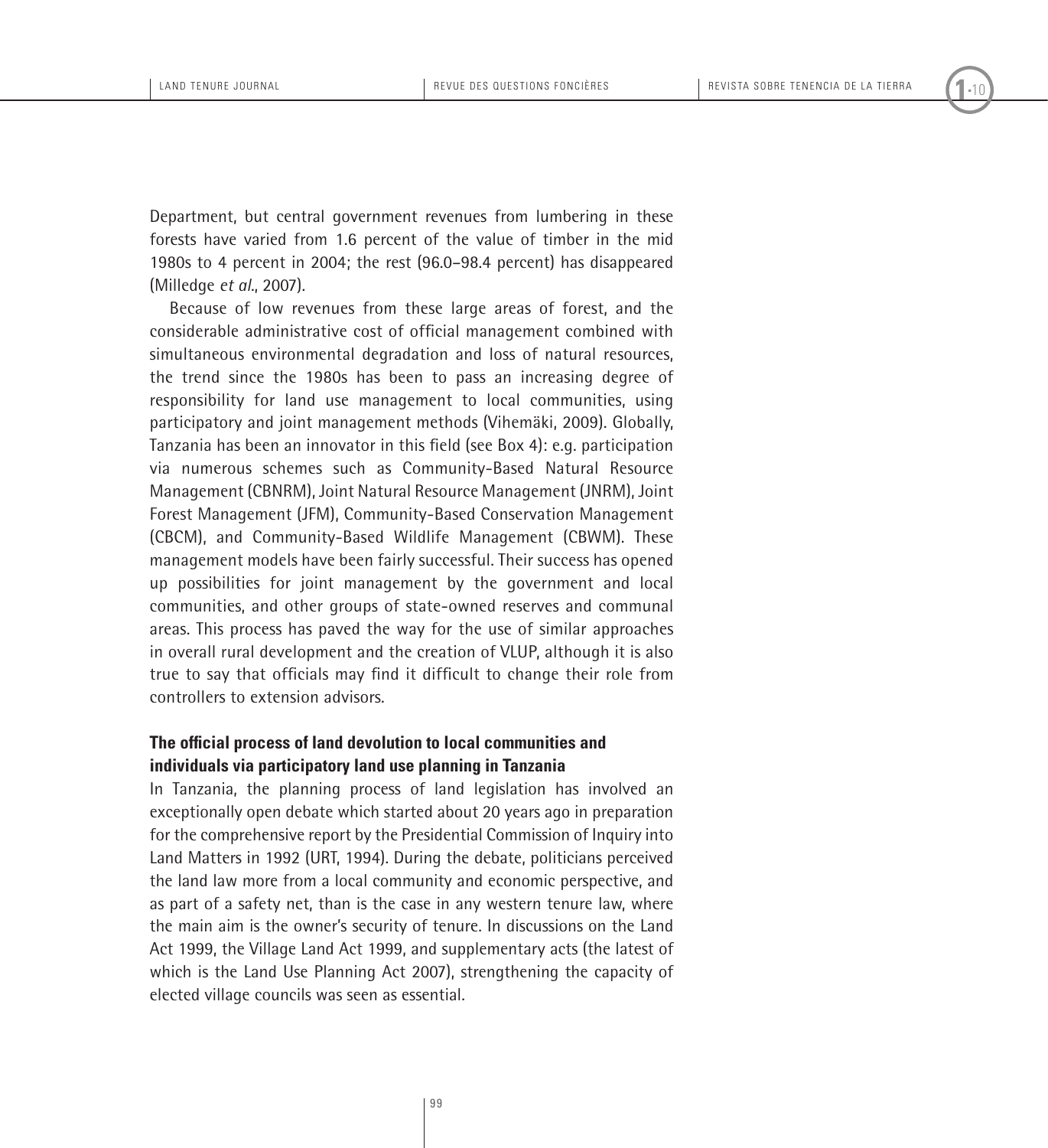Department, but central government revenues from lumbering in these forests have varied from 1.6 percent of the value of timber in the mid 1980s to 4 percent in 2004; the rest (96.0–98.4 percent) has disappeared (Milledge *et al.*, 2007).

Because of low revenues from these large areas of forest, and the considerable administrative cost of official management combined with simultaneous environmental degradation and loss of natural resources, the trend since the 1980s has been to pass an increasing degree of responsibility for land use management to local communities, using participatory and joint management methods (Vihemäki, 2009). Globally, Tanzania has been an innovator in this field (see Box 4): e.g. participation via numerous schemes such as Community-Based Natural Resource Management (CBNRM), Joint Natural Resource Management (JNRM), Joint Forest Management (JFM), Community-Based Conservation Management (CBCM), and Community-Based Wildlife Management (CBWM). These management models have been fairly successful. Their success has opened up possibilities for joint management by the government and local communities, and other groups of state-owned reserves and communal areas. This process has paved the way for the use of similar approaches in overall rural development and the creation of VLUP, although it is also true to say that officials may find it difficult to change their role from controllers to extension advisors.

### The official process of land devolution to local communities and individuals via participatory land use planning in Tanzania

In Tanzania, the planning process of land legislation has involved an exceptionally open debate which started about 20 years ago in preparation for the comprehensive report by the Presidential Commission of Inquiry into Land Matters in 1992 (URT, 1994). During the debate, politicians perceived the land law more from a local community and economic perspective, and as part of a safety net, than is the case in any western tenure law, where the main aim is the owner's security of tenure. In discussions on the Land Act 1999, the Village Land Act 1999, and supplementary acts (the latest of which is the Land Use Planning Act 2007), strengthening the capacity of elected village councils was seen as essential.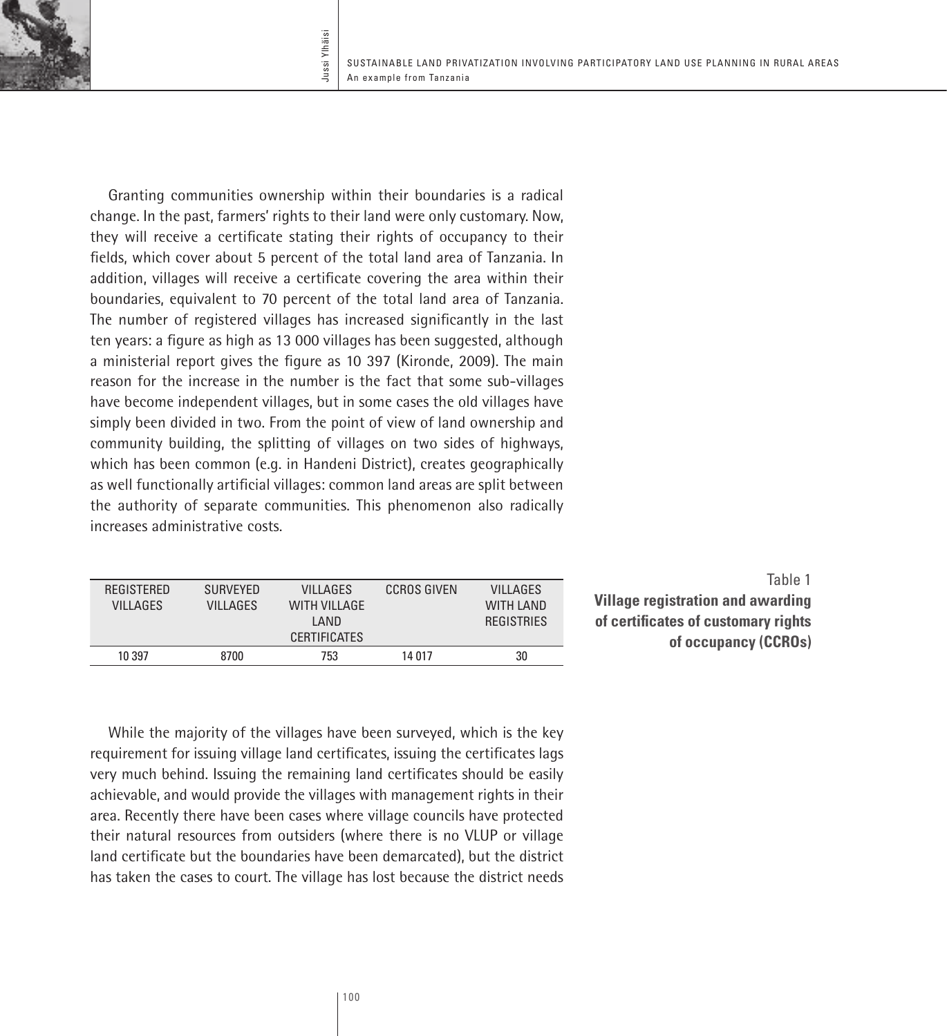Granting communities ownership within their boundaries is a radical change. In the past, farmers' rights to their land were only customary. Now, they will receive a certificate stating their rights of occupancy to their fields, which cover about 5 percent of the total land area of Tanzania. In addition, villages will receive a certificate covering the area within their boundaries, equivalent to 70 percent of the total land area of Tanzania. The number of registered villages has increased significantly in the last ten years: a figure as high as 13 000 villages has been suggested, although a ministerial report gives the figure as 10 397 (Kironde, 2009). The main reason for the increase in the number is the fact that some sub-villages have become independent villages, but in some cases the old villages have simply been divided in two. From the point of view of land ownership and community building, the splitting of villages on two sides of highways, which has been common (e.g. in Handeni District), creates geographically as well functionally artificial villages: common land areas are split between the authority of separate communities. This phenomenon also radically increases administrative costs.

Table 1
**Village registration and awarding of certificates of customary rights of occupancy (CCROs)**

| REGISTERED VILLAGES | SURVEYED VILLAGES | VILLAGES WITH VILLAGE LAND CERTIFICATES | CCROS GIVEN | VILLAGES WITH LAND REGISTRIES |
|---|---|---|---|---|
| 10 397 | 8700 | 753 | 14 017 | 30 |

While the majority of the villages have been surveyed, which is the key requirement for issuing village land certificates, issuing the certificates lags very much behind. Issuing the remaining land certificates should be easily achievable, and would provide the villages with management rights in their area. Recently there have been cases where village councils have protected their natural resources from outsiders (where there is no VLUP or village land certificate but the boundaries have been demarcated), but the district has taken the cases to court. The village has lost because the district needs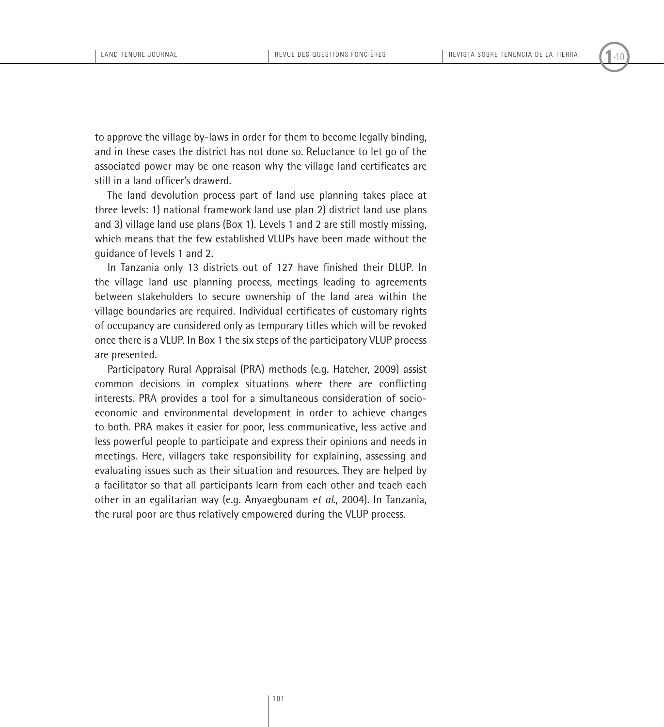to approve the village by-laws in order for them to become legally binding, and in these cases the district has not done so. Reluctance to let go of the associated power may be one reason why the village land certificates are still in a land officer's drawerd.

The land devolution process part of land use planning takes place at three levels: 1) national framework land use plan 2) district land use plans and 3) village land use plans (Box 1). Levels 1 and 2 are still mostly missing, which means that the few established VLUPs have been made without the guidance of levels 1 and 2.

In Tanzania only 13 districts out of 127 have finished their DLUP. In the village land use planning process, meetings leading to agreements between stakeholders to secure ownership of the land area within the village boundaries are required. Individual certificates of customary rights of occupancy are considered only as temporary titles which will be revoked once there is a VLUP. In Box 1 the six steps of the participatory VLUP process are presented.

Participatory Rural Appraisal (PRA) methods (e.g. Hatcher, 2009) assist common decisions in complex situations where there are conflicting interests. PRA provides a tool for a simultaneous consideration of socio-economic and environmental development in order to achieve changes to both. PRA makes it easier for poor, less communicative, less active and less powerful people to participate and express their opinions and needs in meetings. Here, villagers take responsibility for explaining, assessing and evaluating issues such as their situation and resources. They are helped by a facilitator so that all participants learn from each other and teach each other in an egalitarian way (e.g. Anyaegbunam *et al.*, 2004). In Tanzania, the rural poor are thus relatively empowered during the VLUP process.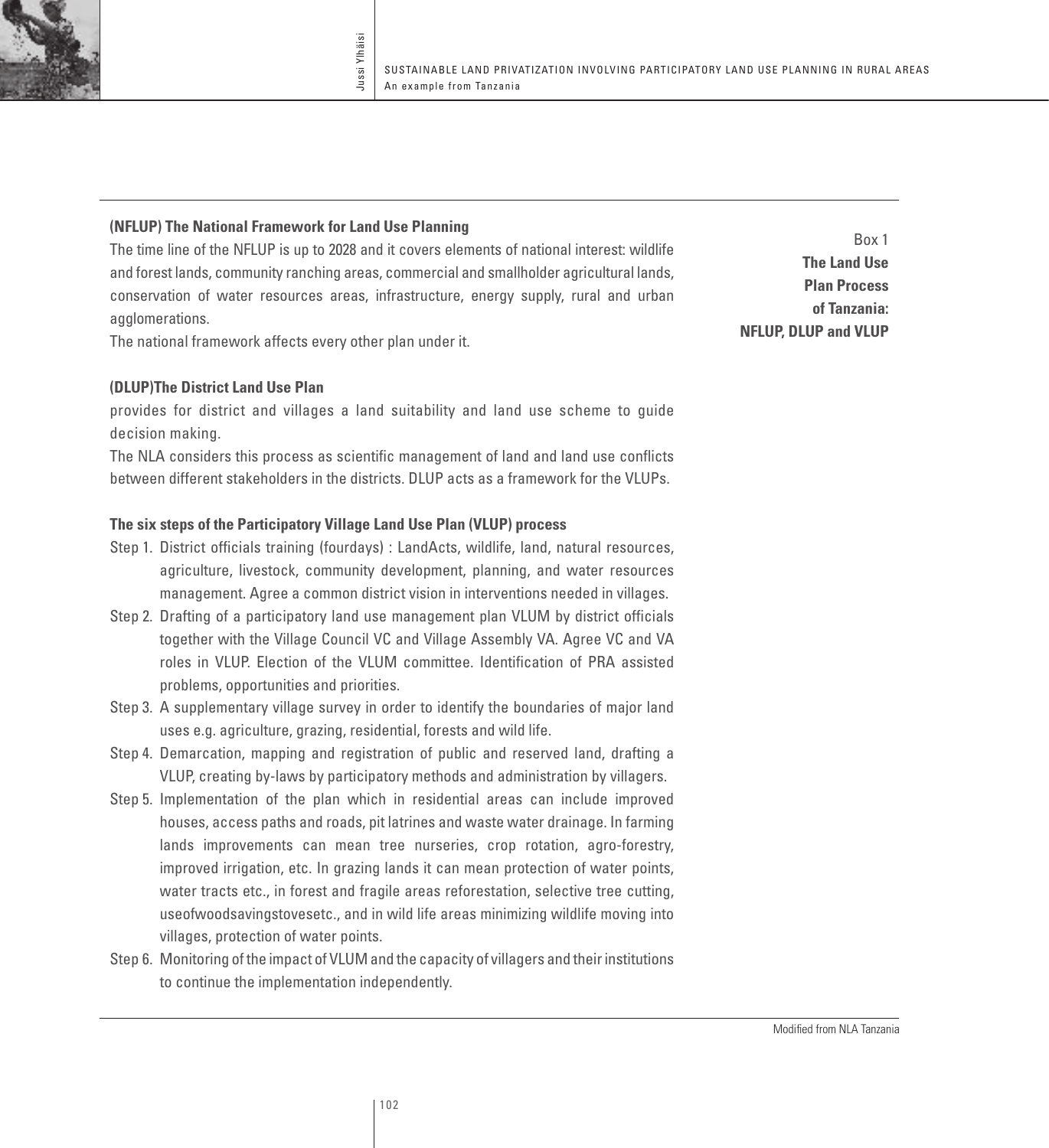Box 1
**The Land Use Plan Process of Tanzania: NFLUP, DLUP and VLUP**

**(NFLUP) The National Framework for Land Use Planning**

The time line of the NFLUP is up to 2028 and it covers elements of national interest: wildlife and forest lands, community ranching areas, commercial and smallholder agricultural lands, conservation of water resources areas, infrastructure, energy supply, rural and urban agglomerations.

The national framework affects every other plan under it.

**(DLUP)The District Land Use Plan**

provides for district and villages a land suitability and land use scheme to guide decision making.

The NLA considers this process as scientific management of land and land use conflicts between different stakeholders in the districts. DLUP acts as a framework for the VLUPs.

**The six steps of the Participatory Village Land Use Plan (VLUP) process**

Step 1. District officials training (fourdays) : LandActs, wildlife, land, natural resources, agriculture, livestock, community development, planning, and water resources management. Agree a common district vision in interventions needed in villages.

Step 2. Drafting of a participatory land use management plan VLUM by district officials together with the Village Council VC and Village Assembly VA. Agree VC and VA roles in VLUP. Election of the VLUM committee. Identification of PRA assisted problems, opportunities and priorities.

Step 3. A supplementary village survey in order to identify the boundaries of major land uses e.g. agriculture, grazing, residential, forests and wild life.

Step 4. Demarcation, mapping and registration of public and reserved land, drafting a VLUP, creating by-laws by participatory methods and administration by villagers.

Step 5. Implementation of the plan which in residential areas can include improved houses, access paths and roads, pit latrines and waste water drainage. In farming lands improvements can mean tree nurseries, crop rotation, agro-forestry, improved irrigation, etc. In grazing lands it can mean protection of water points, water tracts etc., in forest and fragile areas reforestation, selective tree cutting, useofwoodsavingstovesetc., and in wild life areas minimizing wildlife moving into villages, protection of water points.

Step 6. Monitoring of the impact of VLUM and the capacity of villagers and their institutions to continue the implementation independently.

Modified from NLA Tanzania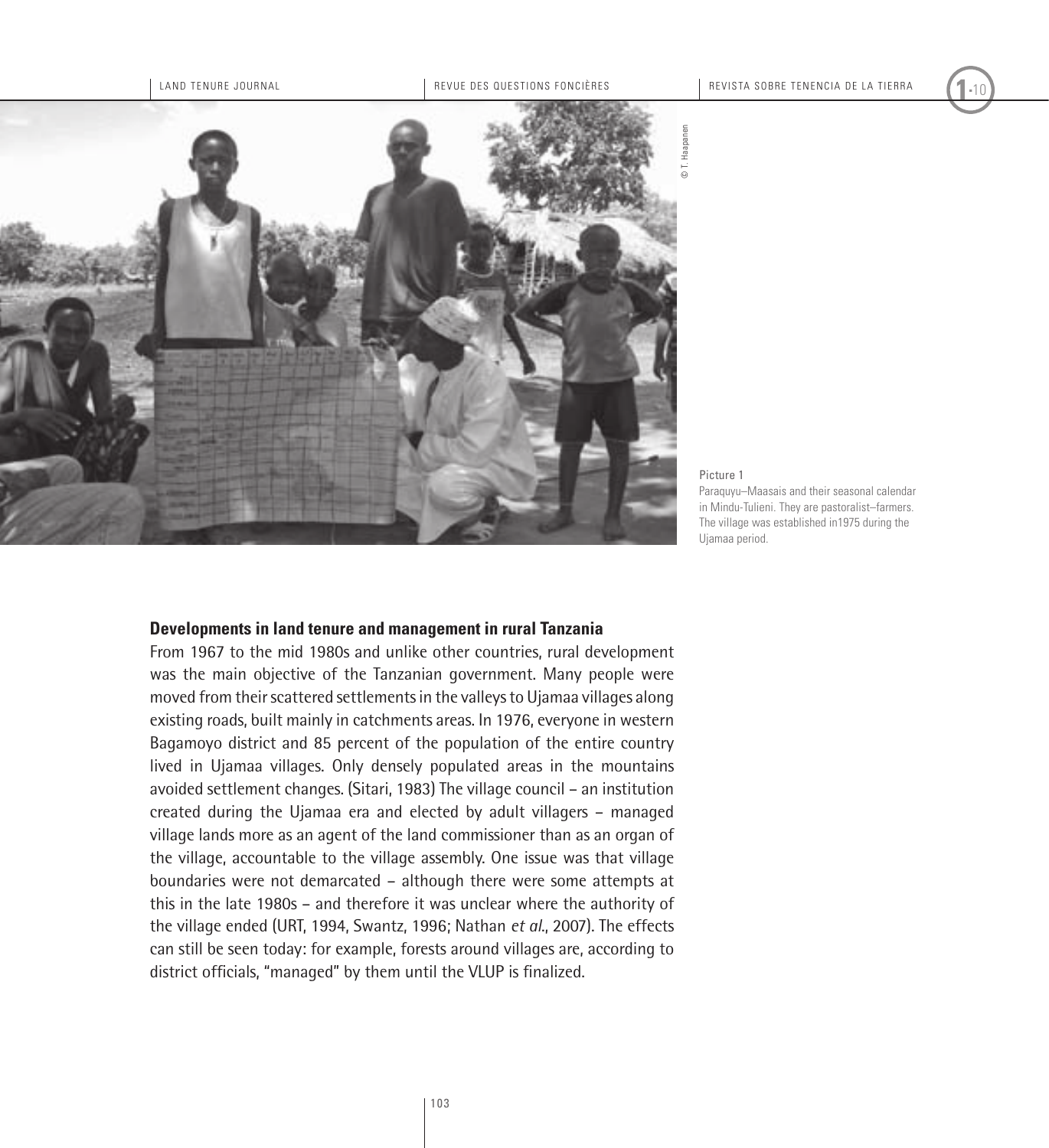Picture 1
Paraquyu–Maasais and their seasonal calendar in Mindu-Tulieni. They are pastoralist–farmers. The village was established in1975 during the Ujamaa period.

© T. Haapanen

### Developments in land tenure and management in rural Tanzania

From 1967 to the mid 1980s and unlike other countries, rural development was the main objective of the Tanzanian government. Many people were moved from their scattered settlements in the valleys to Ujamaa villages along existing roads, built mainly in catchments areas. In 1976, everyone in western Bagamoyo district and 85 percent of the population of the entire country lived in Ujamaa villages. Only densely populated areas in the mountains avoided settlement changes. (Sitari, 1983) The village council – an institution created during the Ujamaa era and elected by adult villagers – managed village lands more as an agent of the land commissioner than as an organ of the village, accountable to the village assembly. One issue was that village boundaries were not demarcated – although there were some attempts at this in the late 1980s – and therefore it was unclear where the authority of the village ended (URT, 1994, Swantz, 1996; Nathan *et al.*, 2007). The effects can still be seen today: for example, forests around villages are, according to district officials, "managed" by them until the VLUP is finalized.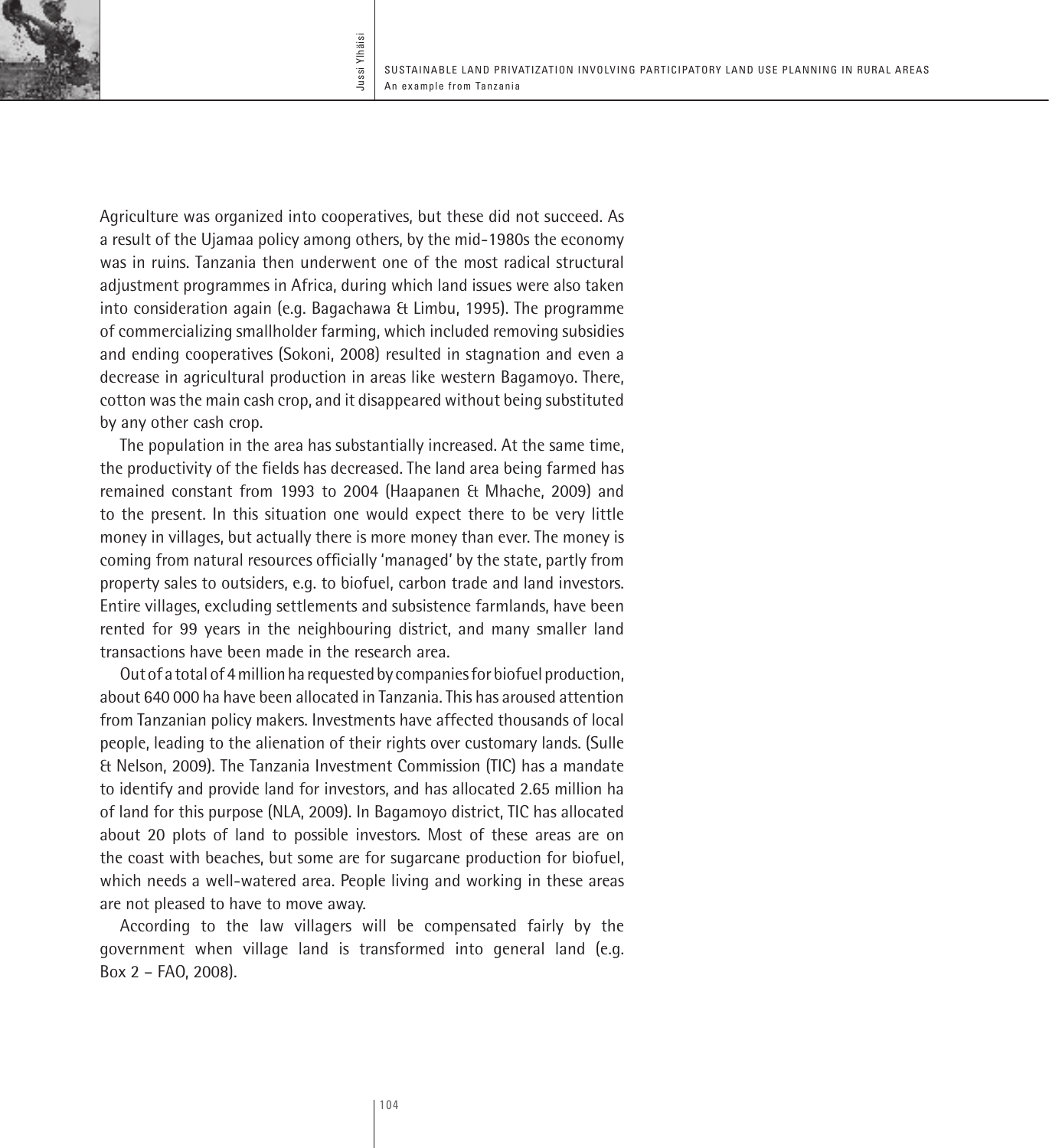Agriculture was organized into cooperatives, but these did not succeed. As a result of the Ujamaa policy among others, by the mid-1980s the economy was in ruins. Tanzania then underwent one of the most radical structural adjustment programmes in Africa, during which land issues were also taken into consideration again (e.g. Bagachawa & Limbu, 1995). The programme of commercializing smallholder farming, which included removing subsidies and ending cooperatives (Sokoni, 2008) resulted in stagnation and even a decrease in agricultural production in areas like western Bagamoyo. There, cotton was the main cash crop, and it disappeared without being substituted by any other cash crop.

The population in the area has substantially increased. At the same time, the productivity of the fields has decreased. The land area being farmed has remained constant from 1993 to 2004 (Haapanen & Mhache, 2009) and to the present. In this situation one would expect there to be very little money in villages, but actually there is more money than ever. The money is coming from natural resources officially 'managed' by the state, partly from property sales to outsiders, e.g. to biofuel, carbon trade and land investors. Entire villages, excluding settlements and subsistence farmlands, have been rented for 99 years in the neighbouring district, and many smaller land transactions have been made in the research area.

Out of a total of 4 million ha requested by companies for biofuel production, about 640 000 ha have been allocated in Tanzania. This has aroused attention from Tanzanian policy makers. Investments have affected thousands of local people, leading to the alienation of their rights over customary lands. (Sulle & Nelson, 2009). The Tanzania Investment Commission (TIC) has a mandate to identify and provide land for investors, and has allocated 2.65 million ha of land for this purpose (NLA, 2009). In Bagamoyo district, TIC has allocated about 20 plots of land to possible investors. Most of these areas are on the coast with beaches, but some are for sugarcane production for biofuel, which needs a well-watered area. People living and working in these areas are not pleased to have to move away.

According to the law villagers will be compensated fairly by the government when village land is transformed into general land (e.g. Box 2 – FAO, 2008).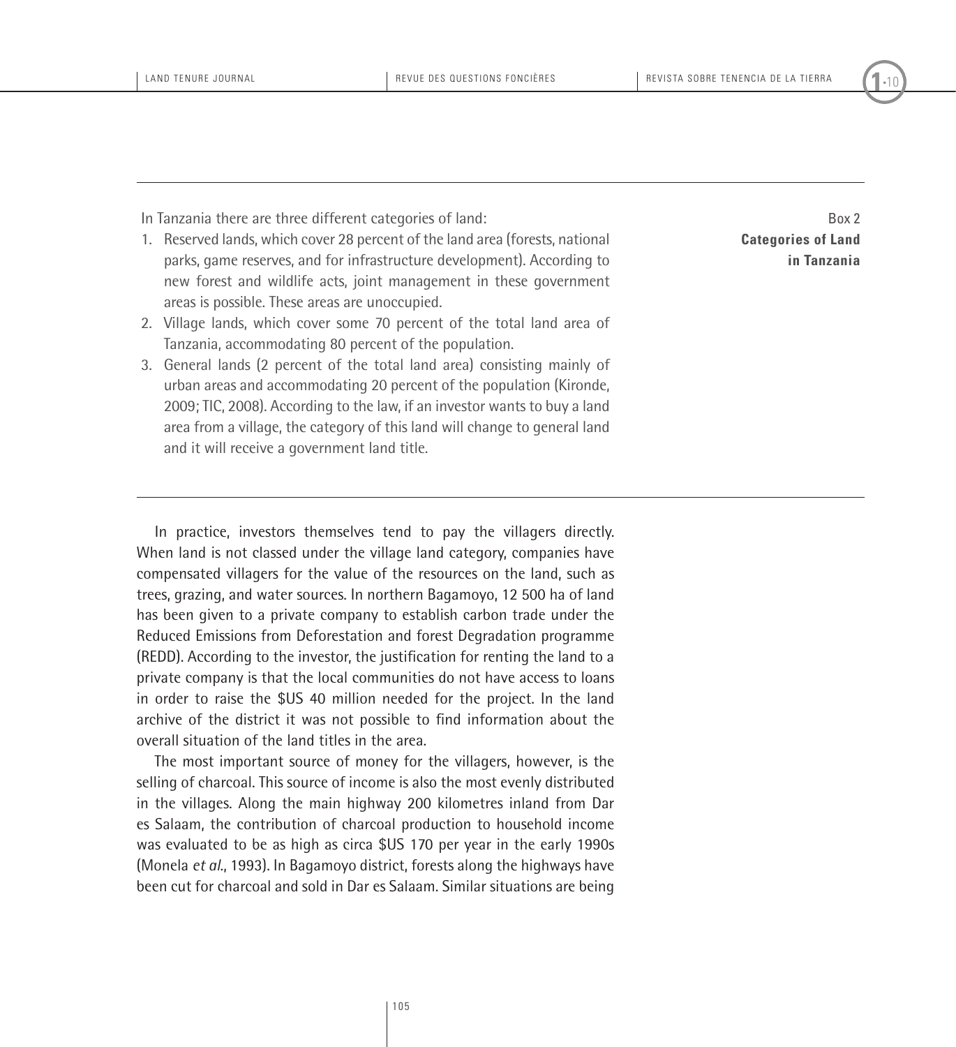**Box 2**
**Categories of Land in Tanzania**

In Tanzania there are three different categories of land:

1. Reserved lands, which cover 28 percent of the land area (forests, national parks, game reserves, and for infrastructure development). According to new forest and wildlife acts, joint management in these government areas is possible. These areas are unoccupied.
2. Village lands, which cover some 70 percent of the total land area of Tanzania, accommodating 80 percent of the population.
3. General lands (2 percent of the total land area) consisting mainly of urban areas and accommodating 20 percent of the population (Kironde, 2009; TIC, 2008). According to the law, if an investor wants to buy a land area from a village, the category of this land will change to general land and it will receive a government land title.

In practice, investors themselves tend to pay the villagers directly. When land is not classed under the village land category, companies have compensated villagers for the value of the resources on the land, such as trees, grazing, and water sources. In northern Bagamoyo, 12 500 ha of land has been given to a private company to establish carbon trade under the Reduced Emissions from Deforestation and forest Degradation programme (REDD). According to the investor, the justification for renting the land to a private company is that the local communities do not have access to loans in order to raise the $US 40 million needed for the project. In the land archive of the district it was not possible to find information about the overall situation of the land titles in the area.

The most important source of money for the villagers, however, is the selling of charcoal. This source of income is also the most evenly distributed in the villages. Along the main highway 200 kilometres inland from Dar es Salaam, the contribution of charcoal production to household income was evaluated to be as high as circa $US 170 per year in the early 1990s (Monela *et al.*, 1993). In Bagamoyo district, forests along the highways have been cut for charcoal and sold in Dar es Salaam. Similar situations are being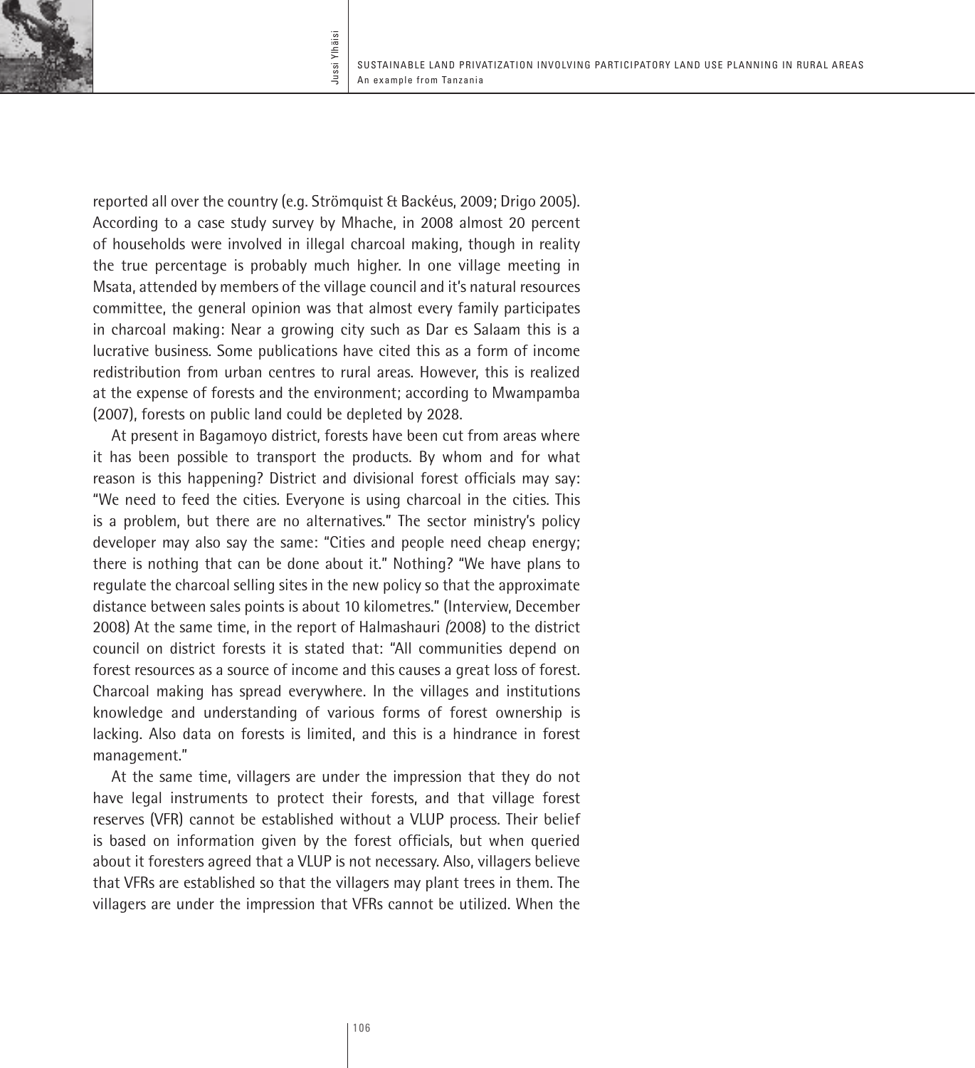reported all over the country (e.g. Strömquist & Backéus, 2009; Drigo 2005). According to a case study survey by Mhache, in 2008 almost 20 percent of households were involved in illegal charcoal making, though in reality the true percentage is probably much higher. In one village meeting in Msata, attended by members of the village council and it's natural resources committee, the general opinion was that almost every family participates in charcoal making: Near a growing city such as Dar es Salaam this is a lucrative business. Some publications have cited this as a form of income redistribution from urban centres to rural areas. However, this is realized at the expense of forests and the environment; according to Mwampamba (2007), forests on public land could be depleted by 2028.

At present in Bagamoyo district, forests have been cut from areas where it has been possible to transport the products. By whom and for what reason is this happening? District and divisional forest officials may say: "We need to feed the cities. Everyone is using charcoal in the cities. This is a problem, but there are no alternatives." The sector ministry's policy developer may also say the same: "Cities and people need cheap energy; there is nothing that can be done about it." Nothing? "We have plans to regulate the charcoal selling sites in the new policy so that the approximate distance between sales points is about 10 kilometres." (Interview, December 2008) At the same time, in the report of Halmashauri *(*2008) to the district council on district forests it is stated that: "All communities depend on forest resources as a source of income and this causes a great loss of forest. Charcoal making has spread everywhere. In the villages and institutions knowledge and understanding of various forms of forest ownership is lacking. Also data on forests is limited, and this is a hindrance in forest management."

At the same time, villagers are under the impression that they do not have legal instruments to protect their forests, and that village forest reserves (VFR) cannot be established without a VLUP process. Their belief is based on information given by the forest officials, but when queried about it foresters agreed that a VLUP is not necessary. Also, villagers believe that VFRs are established so that the villagers may plant trees in them. The villagers are under the impression that VFRs cannot be utilized. When the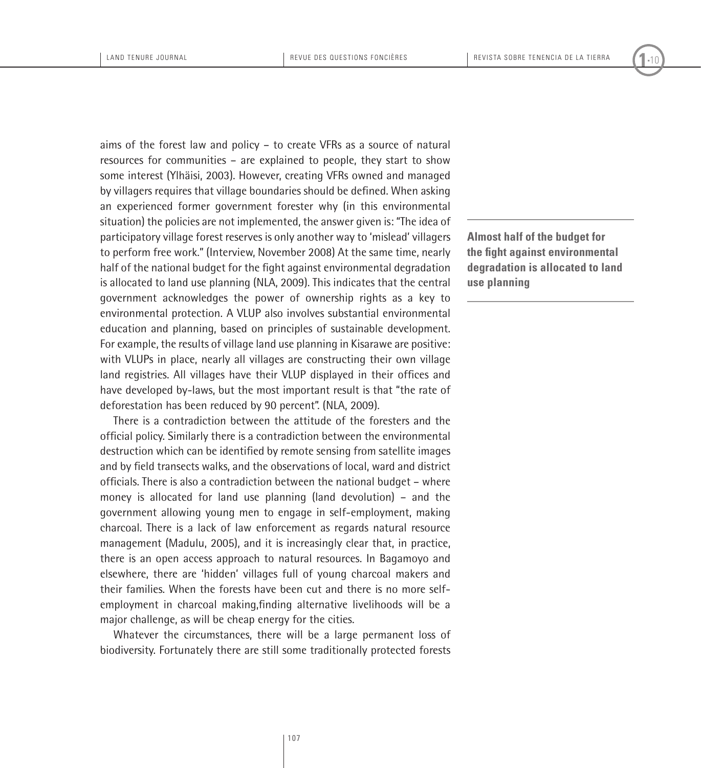aims of the forest law and policy – to create VFRs as a source of natural resources for communities – are explained to people, they start to show some interest (Ylhäisi, 2003). However, creating VFRs owned and managed by villagers requires that village boundaries should be defined. When asking an experienced former government forester why (in this environmental situation) the policies are not implemented, the answer given is: "The idea of participatory village forest reserves is only another way to 'mislead' villagers to perform free work." (Interview, November 2008) At the same time, nearly half of the national budget for the fight against environmental degradation is allocated to land use planning (NLA, 2009). This indicates that the central government acknowledges the power of ownership rights as a key to environmental protection. A VLUP also involves substantial environmental education and planning, based on principles of sustainable development. For example, the results of village land use planning in Kisarawe are positive: with VLUPs in place, nearly all villages are constructing their own village land registries. All villages have their VLUP displayed in their offices and have developed by-laws, but the most important result is that "the rate of deforestation has been reduced by 90 percent". (NLA, 2009).

**Almost half of the budget for the fight against environmental degradation is allocated to land use planning**

There is a contradiction between the attitude of the foresters and the official policy. Similarly there is a contradiction between the environmental destruction which can be identified by remote sensing from satellite images and by field transects walks, and the observations of local, ward and district officials. There is also a contradiction between the national budget – where money is allocated for land use planning (land devolution) – and the government allowing young men to engage in self-employment, making charcoal. There is a lack of law enforcement as regards natural resource management (Madulu, 2005), and it is increasingly clear that, in practice, there is an open access approach to natural resources. In Bagamoyo and elsewhere, there are 'hidden' villages full of young charcoal makers and their families. When the forests have been cut and there is no more self-employment in charcoal making,finding alternative livelihoods will be a major challenge, as will be cheap energy for the cities.

Whatever the circumstances, there will be a large permanent loss of biodiversity. Fortunately there are still some traditionally protected forests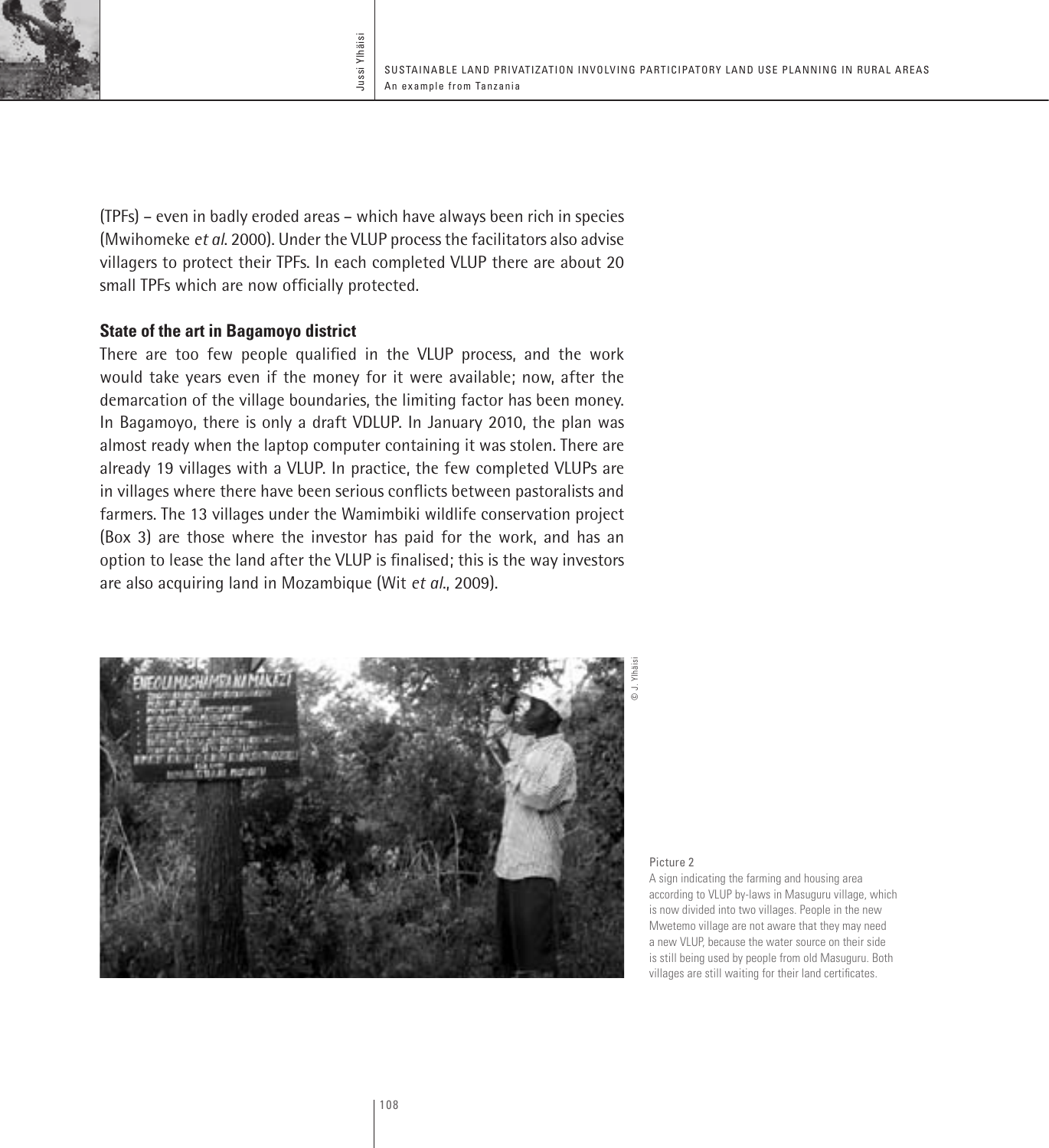(TPFs) – even in badly eroded areas – which have always been rich in species (Mwihomeke *et al.* 2000). Under the VLUP process the facilitators also advise villagers to protect their TPFs. In each completed VLUP there are about 20 small TPFs which are now officially protected.

### State of the art in Bagamoyo district

There are too few people qualified in the VLUP process, and the work would take years even if the money for it were available; now, after the demarcation of the village boundaries, the limiting factor has been money. In Bagamoyo, there is only a draft VDLUP. In January 2010, the plan was almost ready when the laptop computer containing it was stolen. There are already 19 villages with a VLUP. In practice, the few completed VLUPs are in villages where there have been serious conflicts between pastoralists and farmers. The 13 villages under the Wamimbiki wildlife conservation project (Box 3) are those where the investor has paid for the work, and has an option to lease the land after the VLUP is finalised; this is the way investors are also acquiring land in Mozambique (Wit *et al.*, 2009).

© J. Ylhäisi

Picture 2

A sign indicating the farming and housing area according to VLUP by-laws in Masuguru village, which is now divided into two villages. People in the new Mwetemo village are not aware that they may need a new VLUP, because the water source on their side is still being used by people from old Masuguru. Both villages are still waiting for their land certificates.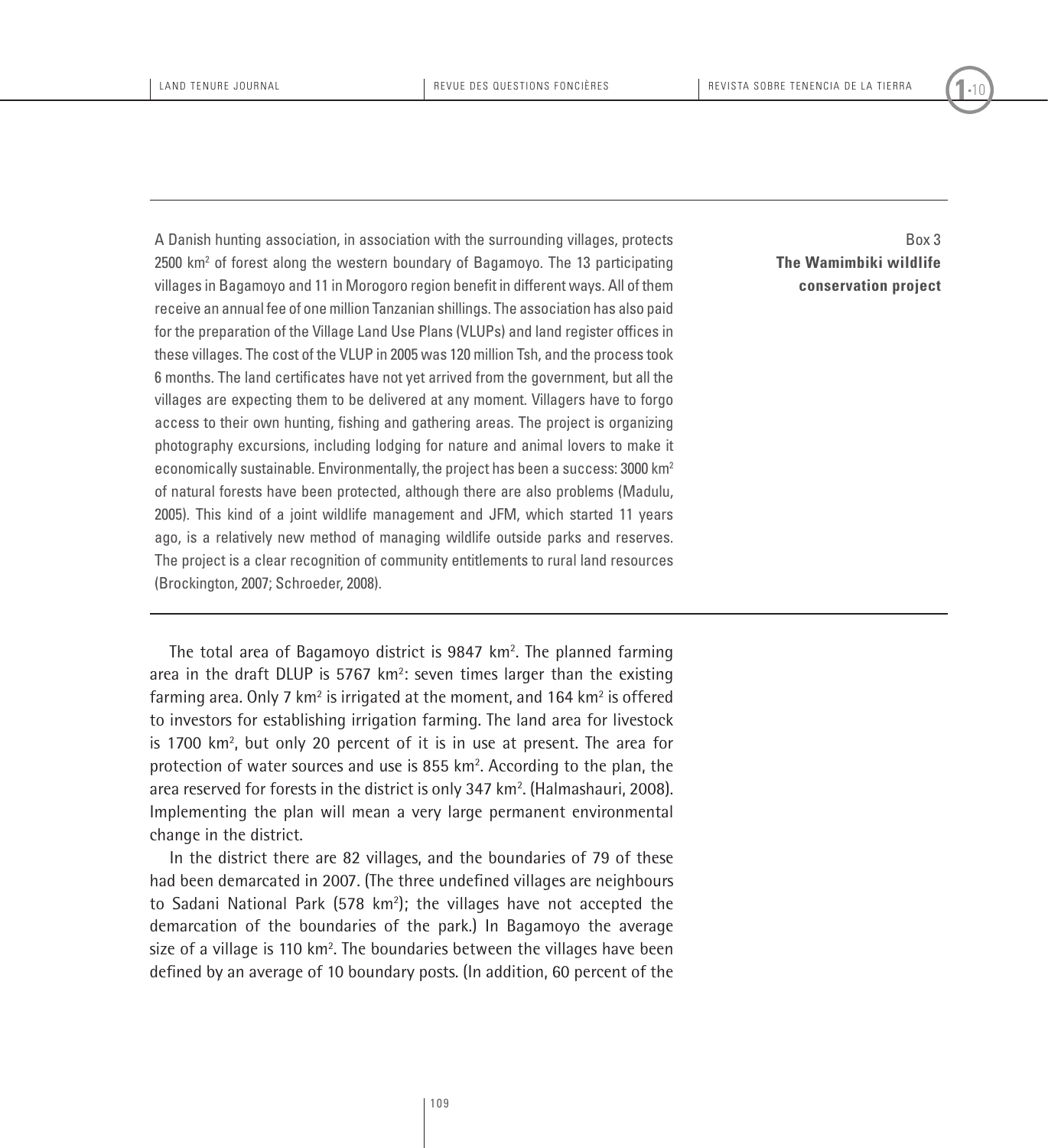**Box 3**
**The Wamimbiki wildlife conservation project**

A Danish hunting association, in association with the surrounding villages, protects 2500 km$^2$ of forest along the western boundary of Bagamoyo. The 13 participating villages in Bagamoyo and 11 in Morogoro region benefit in different ways. All of them receive an annual fee of one million Tanzanian shillings. The association has also paid for the preparation of the Village Land Use Plans (VLUPs) and land register offices in these villages. The cost of the VLUP in 2005 was 120 million Tsh, and the process took 6 months. The land certificates have not yet arrived from the government, but all the villages are expecting them to be delivered at any moment. Villagers have to forgo access to their own hunting, fishing and gathering areas. The project is organizing photography excursions, including lodging for nature and animal lovers to make it economically sustainable. Environmentally, the project has been a success: 3000 km$^2$ of natural forests have been protected, although there are also problems (Madulu, 2005). This kind of a joint wildlife management and JFM, which started 11 years ago, is a relatively new method of managing wildlife outside parks and reserves. The project is a clear recognition of community entitlements to rural land resources (Brockington, 2007; Schroeder, 2008).

The total area of Bagamoyo district is 9847 km$^2$. The planned farming area in the draft DLUP is 5767 km$^2$: seven times larger than the existing farming area. Only 7 km$^2$ is irrigated at the moment, and 164 km$^2$ is offered to investors for establishing irrigation farming. The land area for livestock is 1700 km$^2$, but only 20 percent of it is in use at present. The area for protection of water sources and use is 855 km$^2$. According to the plan, the area reserved for forests in the district is only 347 km$^2$. (Halmashauri, 2008). Implementing the plan will mean a very large permanent environmental change in the district.

In the district there are 82 villages, and the boundaries of 79 of these had been demarcated in 2007. (The three undefined villages are neighbours to Sadani National Park (578 km$^2$); the villages have not accepted the demarcation of the boundaries of the park.) In Bagamoyo the average size of a village is 110 km$^2$. The boundaries between the villages have been defined by an average of 10 boundary posts. (In addition, 60 percent of the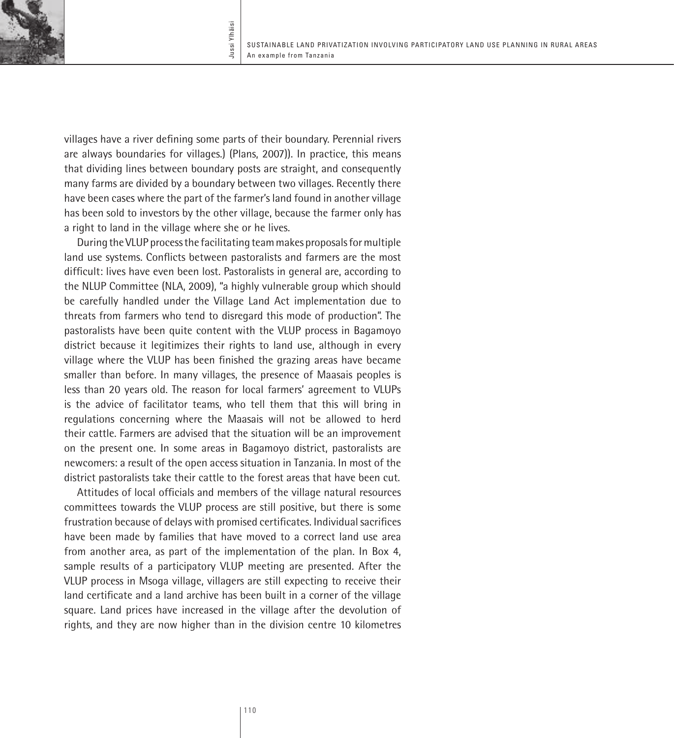villages have a river defining some parts of their boundary. Perennial rivers are always boundaries for villages.) (Plans, 2007)). In practice, this means that dividing lines between boundary posts are straight, and consequently many farms are divided by a boundary between two villages. Recently there have been cases where the part of the farmer's land found in another village has been sold to investors by the other village, because the farmer only has a right to land in the village where she or he lives.

During the VLUP process the facilitating team makes proposals for multiple land use systems. Conflicts between pastoralists and farmers are the most difficult: lives have even been lost. Pastoralists in general are, according to the NLUP Committee (NLA, 2009), "a highly vulnerable group which should be carefully handled under the Village Land Act implementation due to threats from farmers who tend to disregard this mode of production". The pastoralists have been quite content with the VLUP process in Bagamoyo district because it legitimizes their rights to land use, although in every village where the VLUP has been finished the grazing areas have became smaller than before. In many villages, the presence of Maasais peoples is less than 20 years old. The reason for local farmers' agreement to VLUPs is the advice of facilitator teams, who tell them that this will bring in regulations concerning where the Maasais will not be allowed to herd their cattle. Farmers are advised that the situation will be an improvement on the present one. In some areas in Bagamoyo district, pastoralists are newcomers: a result of the open access situation in Tanzania. In most of the district pastoralists take their cattle to the forest areas that have been cut.

Attitudes of local officials and members of the village natural resources committees towards the VLUP process are still positive, but there is some frustration because of delays with promised certificates. Individual sacrifices have been made by families that have moved to a correct land use area from another area, as part of the implementation of the plan. In Box 4, sample results of a participatory VLUP meeting are presented. After the VLUP process in Msoga village, villagers are still expecting to receive their land certificate and a land archive has been built in a corner of the village square. Land prices have increased in the village after the devolution of rights, and they are now higher than in the division centre 10 kilometres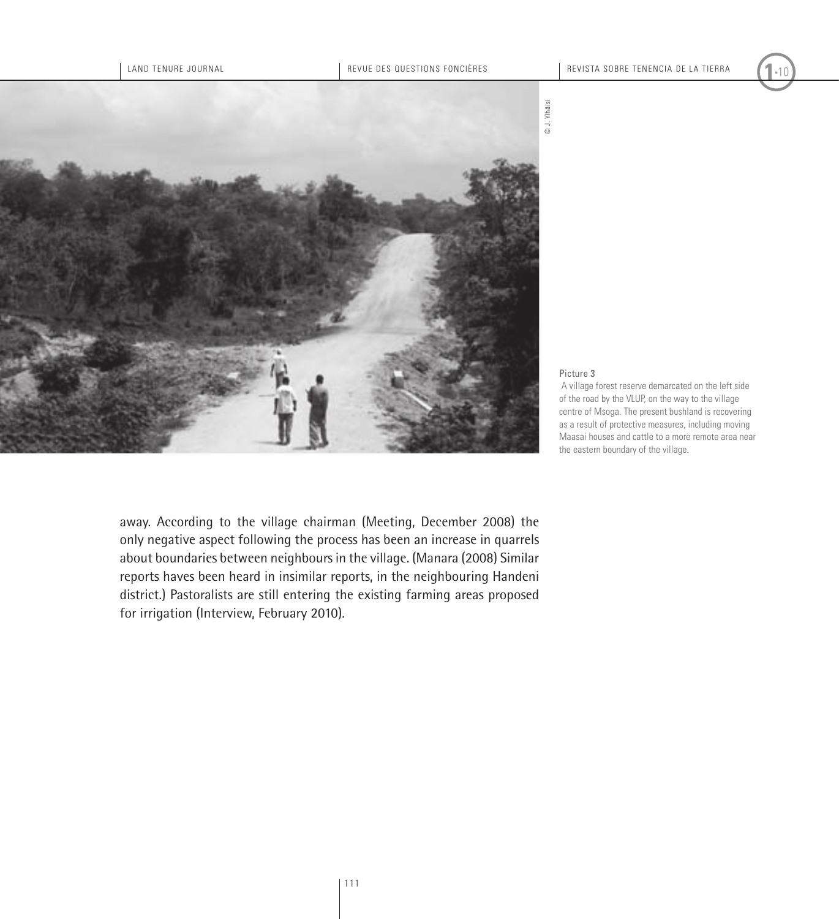© J. Ylhäisi

Picture 3

A village forest reserve demarcated on the left side of the road by the VLUP, on the way to the village centre of Msoga. The present bushland is recovering as a result of protective measures, including moving Maasai houses and cattle to a more remote area near the eastern boundary of the village.

away. According to the village chairman (Meeting, December 2008) the only negative aspect following the process has been an increase in quarrels about boundaries between neighbours in the village. (Manara (2008) Similar reports haves been heard in insimilar reports, in the neighbouring Handeni district.) Pastoralists are still entering the existing farming areas proposed for irrigation (Interview, February 2010).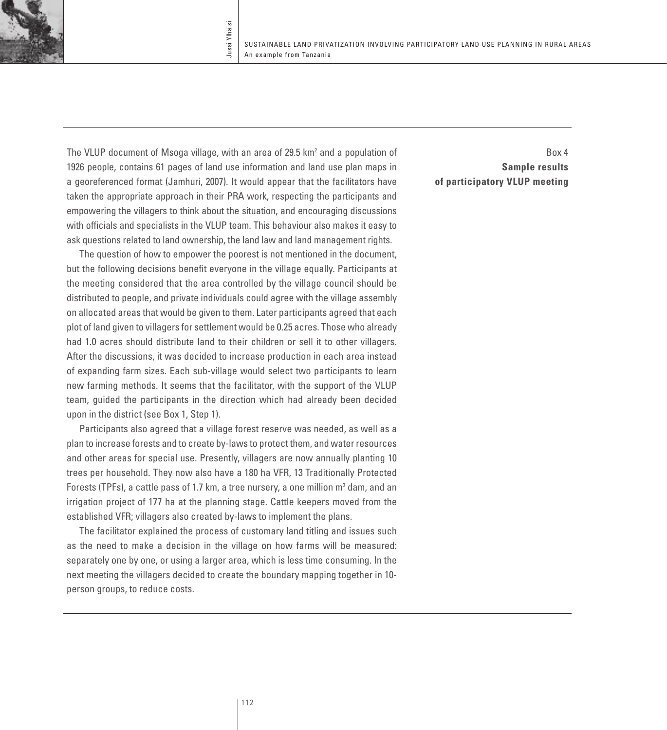Box 4
**Sample results of participatory VLUP meeting**

The VLUP document of Msoga village, with an area of 29.5 km$^2$ and a population of 1926 people, contains 61 pages of land use information and land use plan maps in a georeferenced format (Jamhuri, 2007). It would appear that the facilitators have taken the appropriate approach in their PRA work, respecting the participants and empowering the villagers to think about the situation, and encouraging discussions with officials and specialists in the VLUP team. This behaviour also makes it easy to ask questions related to land ownership, the land law and land management rights.

The question of how to empower the poorest is not mentioned in the document, but the following decisions benefit everyone in the village equally. Participants at the meeting considered that the area controlled by the village council should be distributed to people, and private individuals could agree with the village assembly on allocated areas that would be given to them. Later participants agreed that each plot of land given to villagers for settlement would be 0.25 acres. Those who already had 1.0 acres should distribute land to their children or sell it to other villagers. After the discussions, it was decided to increase production in each area instead of expanding farm sizes. Each sub-village would select two participants to learn new farming methods. It seems that the facilitator, with the support of the VLUP team, guided the participants in the direction which had already been decided upon in the district (see Box 1, Step 1).

Participants also agreed that a village forest reserve was needed, as well as a plan to increase forests and to create by-laws to protect them, and water resources and other areas for special use. Presently, villagers are now annually planting 10 trees per household. They now also have a 180 ha VFR, 13 Traditionally Protected Forests (TPFs), a cattle pass of 1.7 km, a tree nursery, a one million m$^3$ dam, and an irrigation project of 177 ha at the planning stage. Cattle keepers moved from the established VFR; villagers also created by-laws to implement the plans.

The facilitator explained the process of customary land titling and issues such as the need to make a decision in the village on how farms will be measured: separately one by one, or using a larger area, which is less time consuming. In the next meeting the villagers decided to create the boundary mapping together in 10-person groups, to reduce costs.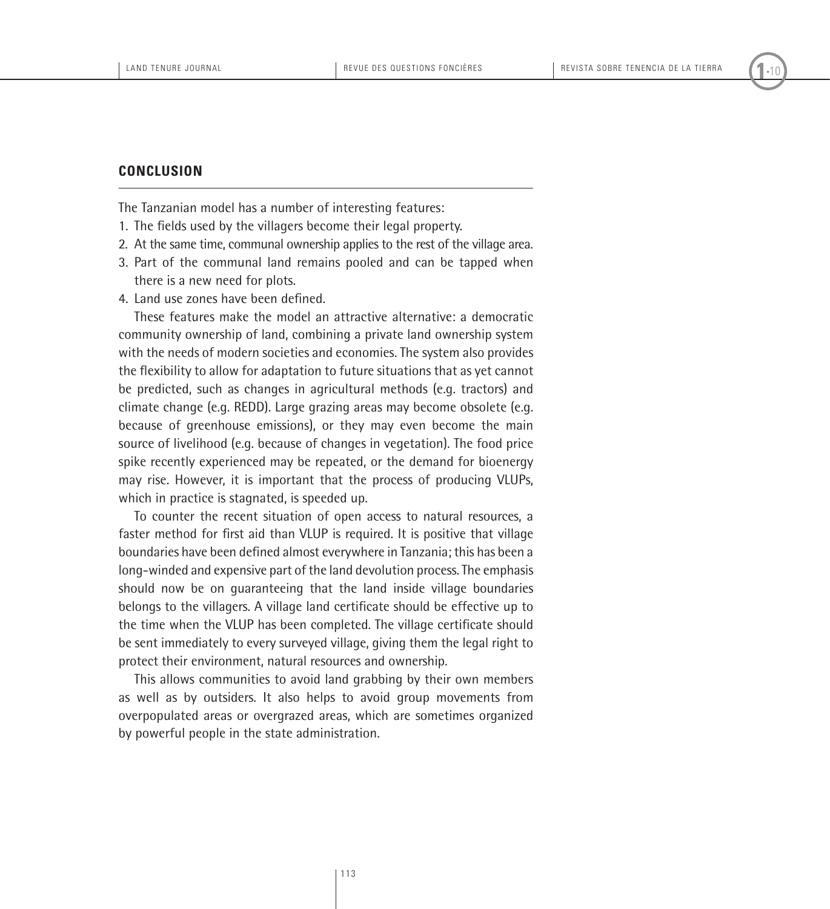## CONCLUSION

The Tanzanian model has a number of interesting features:

1. The fields used by the villagers become their legal property.
2. At the same time, communal ownership applies to the rest of the village area.
3. Part of the communal land remains pooled and can be tapped when there is a new need for plots.
4. Land use zones have been defined.

These features make the model an attractive alternative: a democratic community ownership of land, combining a private land ownership system with the needs of modern societies and economies. The system also provides the flexibility to allow for adaptation to future situations that as yet cannot be predicted, such as changes in agricultural methods (e.g. tractors) and climate change (e.g. REDD). Large grazing areas may become obsolete (e.g. because of greenhouse emissions), or they may even become the main source of livelihood (e.g. because of changes in vegetation). The food price spike recently experienced may be repeated, or the demand for bioenergy may rise. However, it is important that the process of producing VLUPs, which in practice is stagnated, is speeded up.

To counter the recent situation of open access to natural resources, a faster method for first aid than VLUP is required. It is positive that village boundaries have been defined almost everywhere in Tanzania; this has been a long-winded and expensive part of the land devolution process. The emphasis should now be on guaranteeing that the land inside village boundaries belongs to the villagers. A village land certificate should be effective up to the time when the VLUP has been completed. The village certificate should be sent immediately to every surveyed village, giving them the legal right to protect their environment, natural resources and ownership.

This allows communities to avoid land grabbing by their own members as well as by outsiders. It also helps to avoid group movements from overpopulated areas or overgrazed areas, which are sometimes organized by powerful people in the state administration.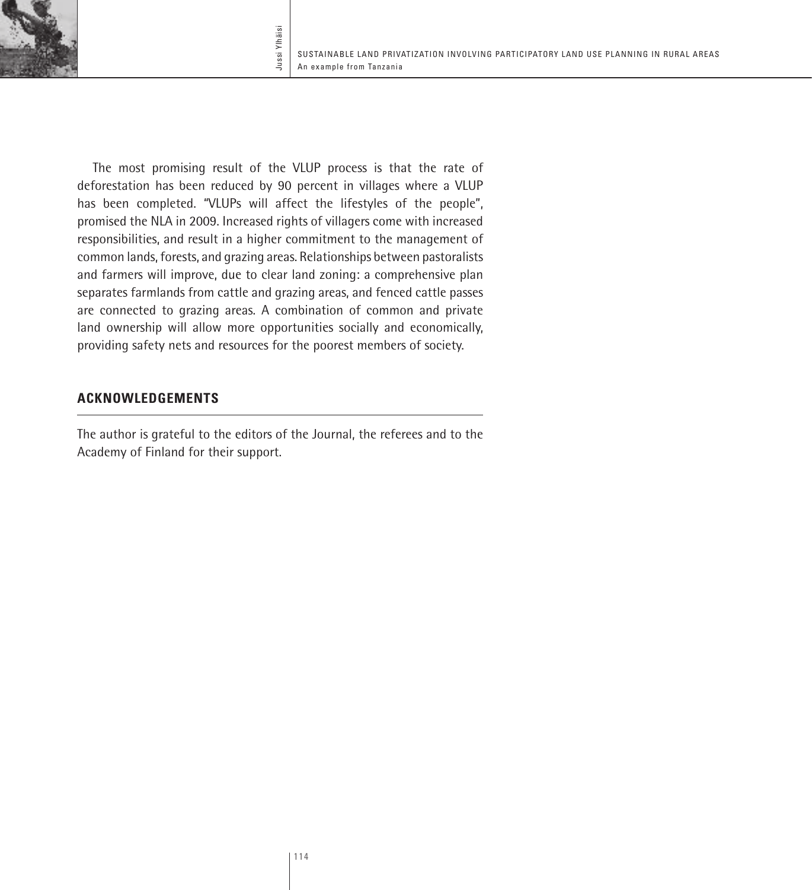The most promising result of the VLUP process is that the rate of deforestation has been reduced by 90 percent in villages where a VLUP has been completed. "VLUPs will affect the lifestyles of the people", promised the NLA in 2009. Increased rights of villagers come with increased responsibilities, and result in a higher commitment to the management of common lands, forests, and grazing areas. Relationships between pastoralists and farmers will improve, due to clear land zoning: a comprehensive plan separates farmlands from cattle and grazing areas, and fenced cattle passes are connected to grazing areas. A combination of common and private land ownership will allow more opportunities socially and economically, providing safety nets and resources for the poorest members of society.

## ACKNOWLEDGEMENTS

The author is grateful to the editors of the Journal, the referees and to the Academy of Finland for their support.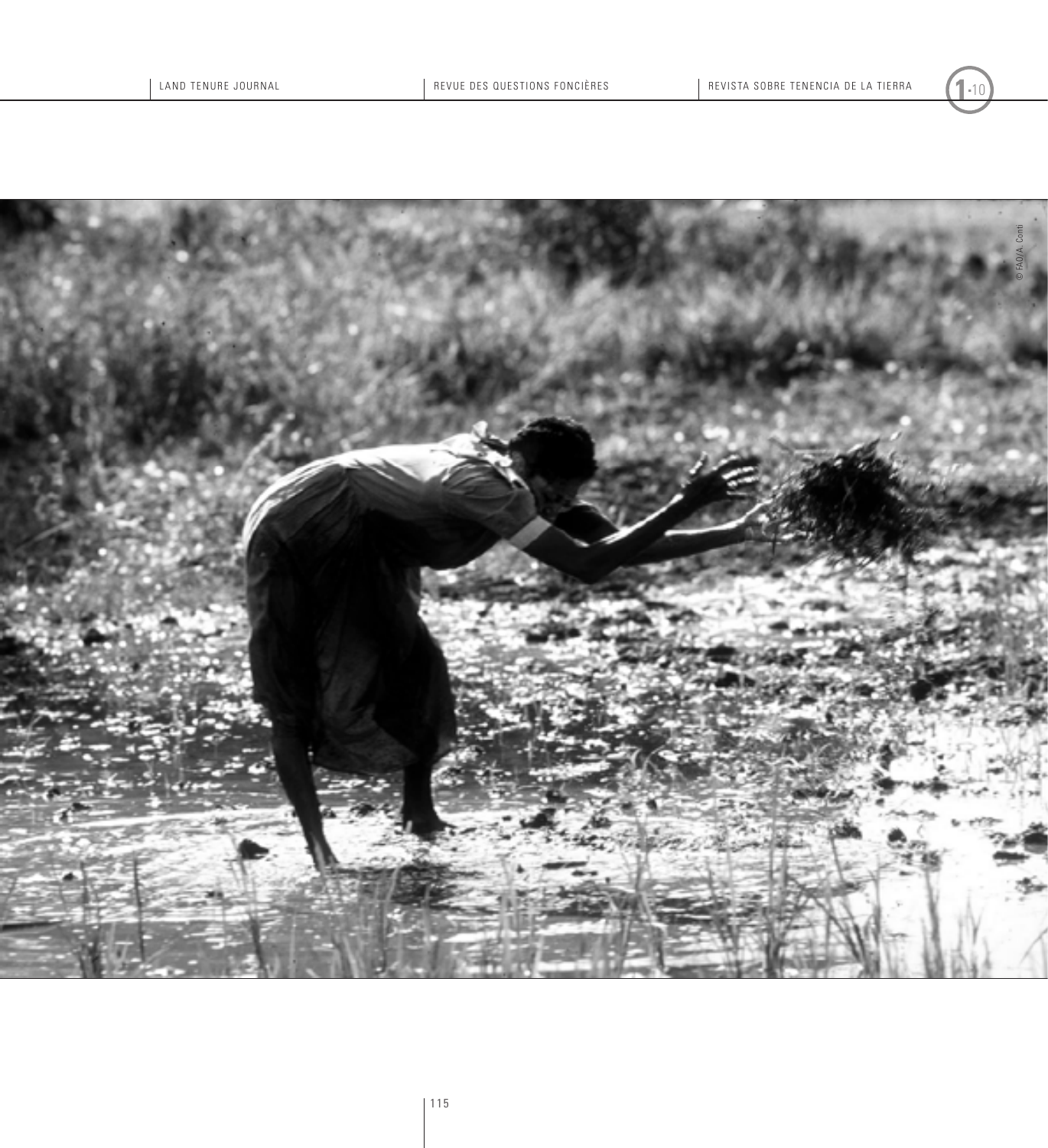© FAO/A. Conti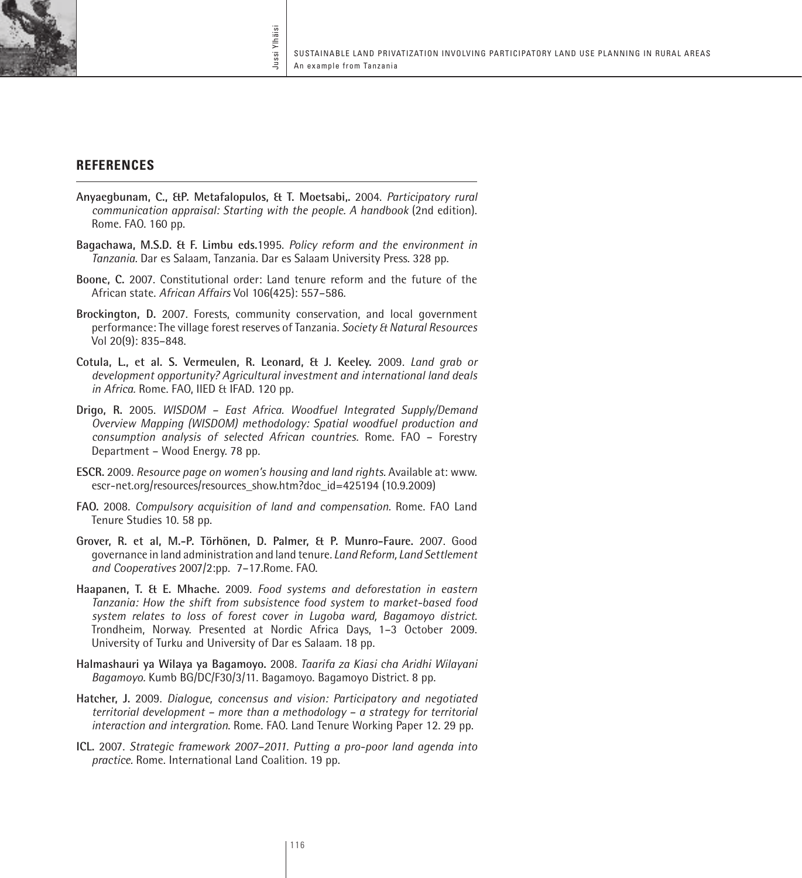## REFERENCES

**Anyaegbunam, C., &P. Metafalopulos, & T. Moetsabi,.** 2004. *Participatory rural communication appraisal: Starting with the people. A handbook* (2nd edition). Rome. FAO. 160 pp.

**Bagachawa, M.S.D. & F. Limbu eds.**1995. *Policy reform and the environment in Tanzania.* Dar es Salaam, Tanzania. Dar es Salaam University Press. 328 pp.

**Boone, C.** 2007. Constitutional order: Land tenure reform and the future of the African state. *African Affairs* Vol 106(425): 557–586.

**Brockington, D.** 2007. Forests, community conservation, and local government performance: The village forest reserves of Tanzania. *Society & Natural Resources* Vol 20(9): 835–848.

**Cotula, L., et al. S. Vermeulen, R. Leonard, & J. Keeley.** 2009. *Land grab or development opportunity? Agricultural investment and international land deals in Africa.* Rome. FAO, IIED & IFAD. 120 pp.

**Drigo, R.** 2005. *WISDOM – East Africa. Woodfuel Integrated Supply/Demand Overview Mapping (WISDOM) methodology: Spatial woodfuel production and consumption analysis of selected African countries.* Rome. FAO – Forestry Department – Wood Energy. 78 pp.

**ESCR.** 2009. *Resource page on women's housing and land rights.* Available at: www.escr-net.org/resources/resources_show.htm?doc_id=425194 (10.9.2009)

**FAO.** 2008. *Compulsory acquisition of land and compensation.* Rome. FAO Land Tenure Studies 10. 58 pp.

**Grover, R. et al, M.-P. Törhönen, D. Palmer, & P. Munro-Faure.** 2007. Good governance in land administration and land tenure. *Land Reform, Land Settlement and Cooperatives* 2007/2:pp. 7–17.Rome. FAO.

**Haapanen, T. & E. Mhache.** 2009. *Food systems and deforestation in eastern Tanzania: How the shift from subsistence food system to market-based food system relates to loss of forest cover in Lugoba ward, Bagamoyo district.* Trondheim, Norway. Presented at Nordic Africa Days, 1–3 October 2009. University of Turku and University of Dar es Salaam. 18 pp.

**Halmashauri ya Wilaya ya Bagamoyo.** 2008. *Taarifa za Kiasi cha Aridhi Wilayani Bagamoyo.* Kumb BG/DC/F30/3/11. Bagamoyo. Bagamoyo District. 8 pp.

**Hatcher, J.** 2009. *Dialogue, concensus and vision: Participatory and negotiated territorial development – more than a methodology – a strategy for territorial interaction and intergration.* Rome. FAO. Land Tenure Working Paper 12. 29 pp.

**ICL.** 2007. *Strategic framework 2007–2011. Putting a pro-poor land agenda into practice.* Rome. International Land Coalition. 19 pp.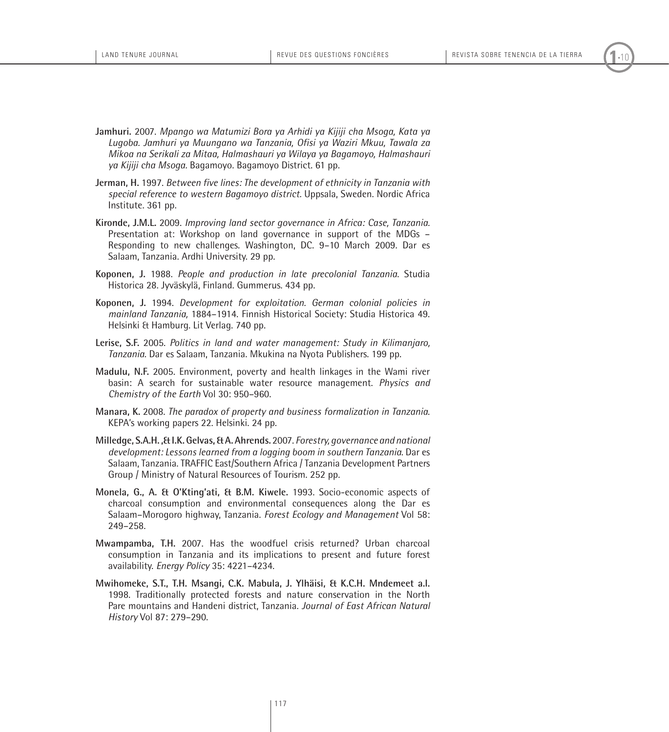**Jamhuri.** 2007. *Mpango wa Matumizi Bora ya Arhidi ya Kijiji cha Msoga, Kata ya Lugoba. Jamhuri ya Muungano wa Tanzania, Ofisi ya Waziri Mkuu, Tawala za Mikoa na Serikali za Mitaa, Halmashauri ya Wilaya ya Bagamoyo, Halmashauri ya Kijiji cha Msoga.* Bagamoyo. Bagamoyo District. 61 pp.

**Jerman, H.** 1997. *Between five lines: The development of ethnicity in Tanzania with special reference to western Bagamoyo district.* Uppsala, Sweden. Nordic Africa Institute. 361 pp.

**Kironde, J.M.L.** 2009. *Improving land sector governance in Africa: Case, Tanzania.* Presentation at: Workshop on land governance in support of the MDGs – Responding to new challenges. Washington, DC. 9–10 March 2009. Dar es Salaam, Tanzania. Ardhi University. 29 pp.

**Koponen, J.** 1988. *People and production in late precolonial Tanzania.* Studia Historica 28. Jyväskylä, Finland. Gummerus. 434 pp.

**Koponen, J.** 1994. *Development for exploitation. German colonial policies in mainland Tanzania,* 1884–1914. Finnish Historical Society: Studia Historica 49. Helsinki & Hamburg. Lit Verlag. 740 pp.

**Lerise, S.F.** 2005. *Politics in land and water management: Study in Kilimanjaro, Tanzania.* Dar es Salaam, Tanzania. Mkukina na Nyota Publishers. 199 pp.

**Madulu, N.F.** 2005. Environment, poverty and health linkages in the Wami river basin: A search for sustainable water resource management. *Physics and Chemistry of the Earth* Vol 30: 950–960.

**Manara, K.** 2008. *The paradox of property and business formalization in Tanzania.* KEPA's working papers 22. Helsinki. 24 pp.

**Milledge, S.A.H. ,& I.K. Gelvas, & A. Ahrends.** 2007. *Forestry, governance and national development: Lessons learned from a logging boom in southern Tanzania.* Dar es Salaam, Tanzania. TRAFFIC East/Southern Africa / Tanzania Development Partners Group / Ministry of Natural Resources of Tourism. 252 pp.

**Monela, G., A. & O'Kting'ati, & B.M. Kiwele.** 1993. Socio-economic aspects of charcoal consumption and environmental consequences along the Dar es Salaam–Morogoro highway, Tanzania. *Forest Ecology and Management* Vol 58: 249–258.

**Mwampamba, T.H.** 2007. Has the woodfuel crisis returned? Urban charcoal consumption in Tanzania and its implications to present and future forest availability. *Energy Policy* 35: 4221–4234.

**Mwihomeke, S.T., T.H. Msangi, C.K. Mabula, J. Ylhäisi, & K.C.H. Mndemeet a.l.** 1998. Traditionally protected forests and nature conservation in the North Pare mountains and Handeni district, Tanzania. *Journal of East African Natural History* Vol 87: 279–290.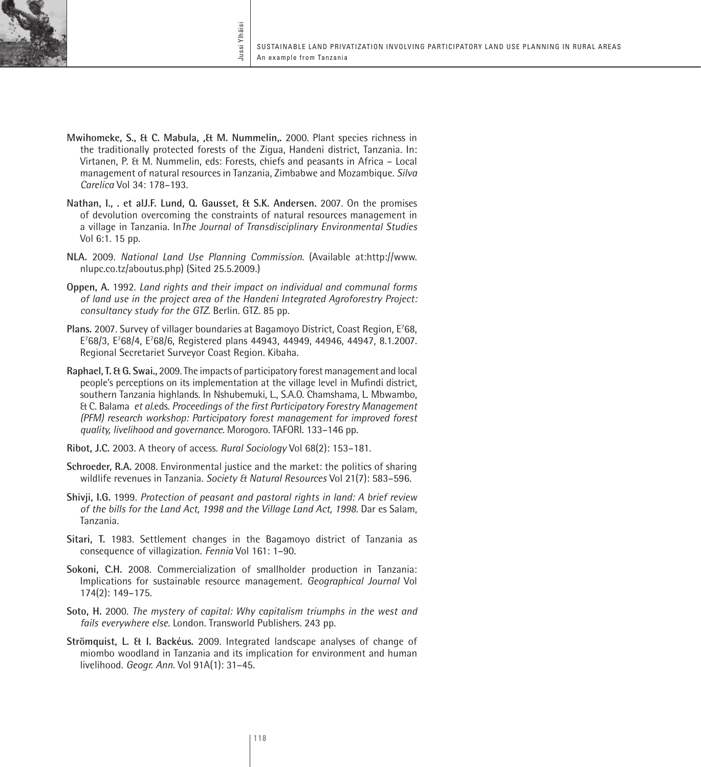**Mwihomeke, S., & C. Mabula, ,& M. Nummelin,.** 2000. Plant species richness in the traditionally protected forests of the Zigua, Handeni district, Tanzania. In: Virtanen, P. & M. Nummelin, eds: Forests, chiefs and peasants in Africa – Local management of natural resources in Tanzania, Zimbabwe and Mozambique. *Silva Carelica* Vol 34: 178–193.

**Nathan, I., . et alJ.F. Lund, O. Gausset, & S.K. Andersen.** 2007. On the promises of devolution overcoming the constraints of natural resources management in a village in Tanzania. In*The Journal of Transdisciplinary Environmental Studies* Vol 6:1. 15 pp.

**NLA.** 2009. *National Land Use Planning Commission*. (Available at:http://www.nlupc.co.tz/aboutus.php) (Sited 25.5.2009.)

**Oppen, A.** 1992. *Land rights and their impact on individual and communal forms of land use in the project area of the Handeni Integrated Agroforestry Project: consultancy study for the GTZ.* Berlin. GTZ. 85 pp.

**Plans.** 2007. Survey of villager boundaries at Bagamoyo District, Coast Region, E[7]68, E[7]68/3, E[7]68/4, E[7]68/6, Registered plans 44943, 44949, 44946, 44947, 8.1.2007. Regional Secretariet Surveyor Coast Region. Kibaha.

**Raphael, T. & G. Swai.,** 2009. The impacts of participatory forest management and local people's perceptions on its implementation at the village level in Mufindi district, southern Tanzania highlands. In Nshubemuki, L., S.A.O. Chamshama, L. Mbwambo, & C. Balama *et al.*eds. *Proceedings of the first Participatory Forestry Management (PFM) research workshop: Participatory forest management for improved forest quality, livelihood and governance.* Morogoro. TAFORI. 133–146 pp.

**Ribot, J.C.** 2003. A theory of access. *Rural Sociology* Vol 68(2): 153–181.

**Schroeder, R.A.** 2008. Environmental justice and the market: the politics of sharing wildlife revenues in Tanzania. *Society & Natural Resources* Vol 21(7): 583–596.

**Shivji, I.G.** 1999. *Protection of peasant and pastoral rights in land: A brief review of the bills for the Land Act, 1998 and the Village Land Act, 1998*. Dar es Salam, Tanzania.

**Sitari, T.** 1983. Settlement changes in the Bagamoyo district of Tanzania as consequence of villagization. *Fennia* Vol 161: 1–90.

**Sokoni, C.H.** 2008. Commercialization of smallholder production in Tanzania: Implications for sustainable resource management. *Geographical Journal* Vol 174(2): 149–175.

**Soto, H.** 2000. *The mystery of capital: Why capitalism triumphs in the west and fails everywhere else.* London. Transworld Publishers. 243 pp.

**Strömquist, L. & I. Backéus.** 2009. Integrated landscape analyses of change of miombo woodland in Tanzania and its implication for environment and human livelihood. *Geogr. Ann.* Vol 91A(1): 31–45.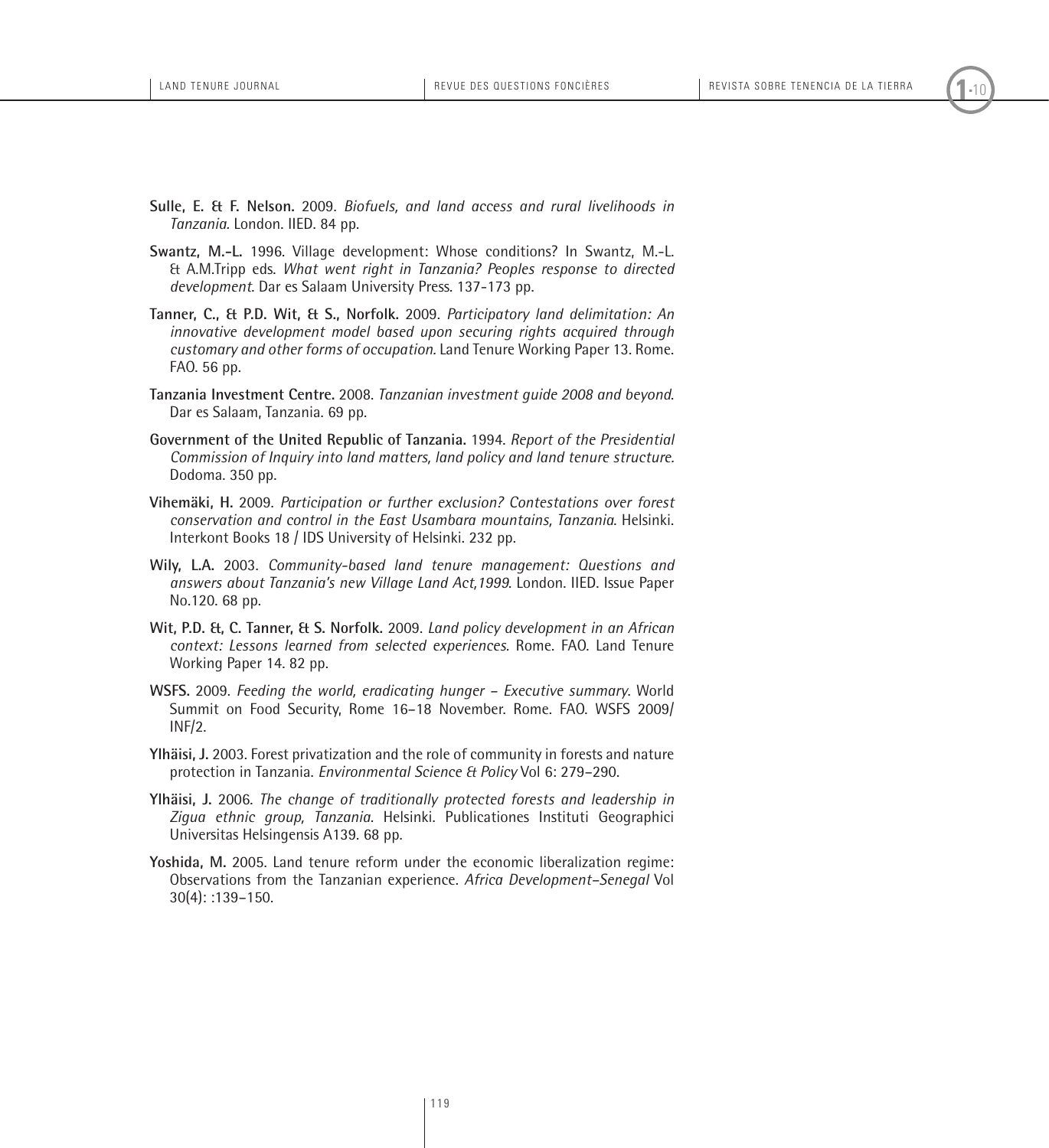**Sulle, E. & F. Nelson.** 2009. *Biofuels, and land access and rural livelihoods in Tanzania*. London. IIED. 84 pp.

**Swantz, M.-L.** 1996. Village development: Whose conditions? In Swantz, M.-L. & A.M.Tripp eds. *What went right in Tanzania? Peoples response to directed development*. Dar es Salaam University Press. 137-173 pp.

**Tanner, C., & P.D. Wit, & S., Norfolk.** 2009. *Participatory land delimitation: An innovative development model based upon securing rights acquired through customary and other forms of occupation*. Land Tenure Working Paper 13. Rome. FAO. 56 pp.

**Tanzania Investment Centre.** 2008. *Tanzanian investment guide 2008 and beyond*. Dar es Salaam, Tanzania. 69 pp.

**Government of the United Republic of Tanzania.** 1994. *Report of the Presidential Commission of Inquiry into land matters, land policy and land tenure structure*. Dodoma. 350 pp.

**Vihemäki, H.** 2009. *Participation or further exclusion? Contestations over forest conservation and control in the East Usambara mountains, Tanzania*. Helsinki. Interkont Books 18 / IDS University of Helsinki. 232 pp.

**Wily, L.A.** 2003. *Community-based land tenure management: Questions and answers about Tanzania's new Village Land Act,1999*. London. IIED. Issue Paper No.120. 68 pp.

**Wit, P.D. &, C. Tanner, & S. Norfolk.** 2009. *Land policy development in an African context: Lessons learned from selected experiences*. Rome. FAO. Land Tenure Working Paper 14. 82 pp.

**WSFS.** 2009. *Feeding the world, eradicating hunger – Executive summary*. World Summit on Food Security, Rome 16–18 November. Rome. FAO. WSFS 2009/ INF/2.

**Ylhäisi, J.** 2003. Forest privatization and the role of community in forests and nature protection in Tanzania. *Environmental Science & Policy* Vol 6: 279–290.

**Ylhäisi, J.** 2006. *The change of traditionally protected forests and leadership in Zigua ethnic group, Tanzania*. Helsinki. Publicationes Instituti Geographici Universitas Helsingensis A139. 68 pp.

**Yoshida, M.** 2005. Land tenure reform under the economic liberalization regime: Observations from the Tanzanian experience. *Africa Development–Senegal* Vol 30(4): :139–150.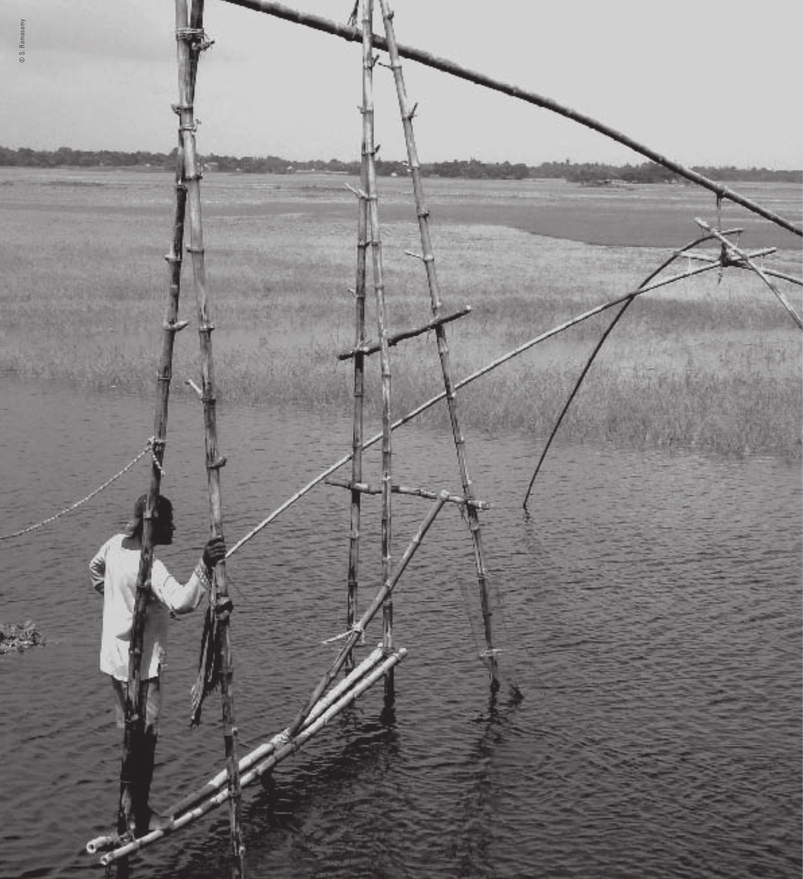© S. Ramasamy